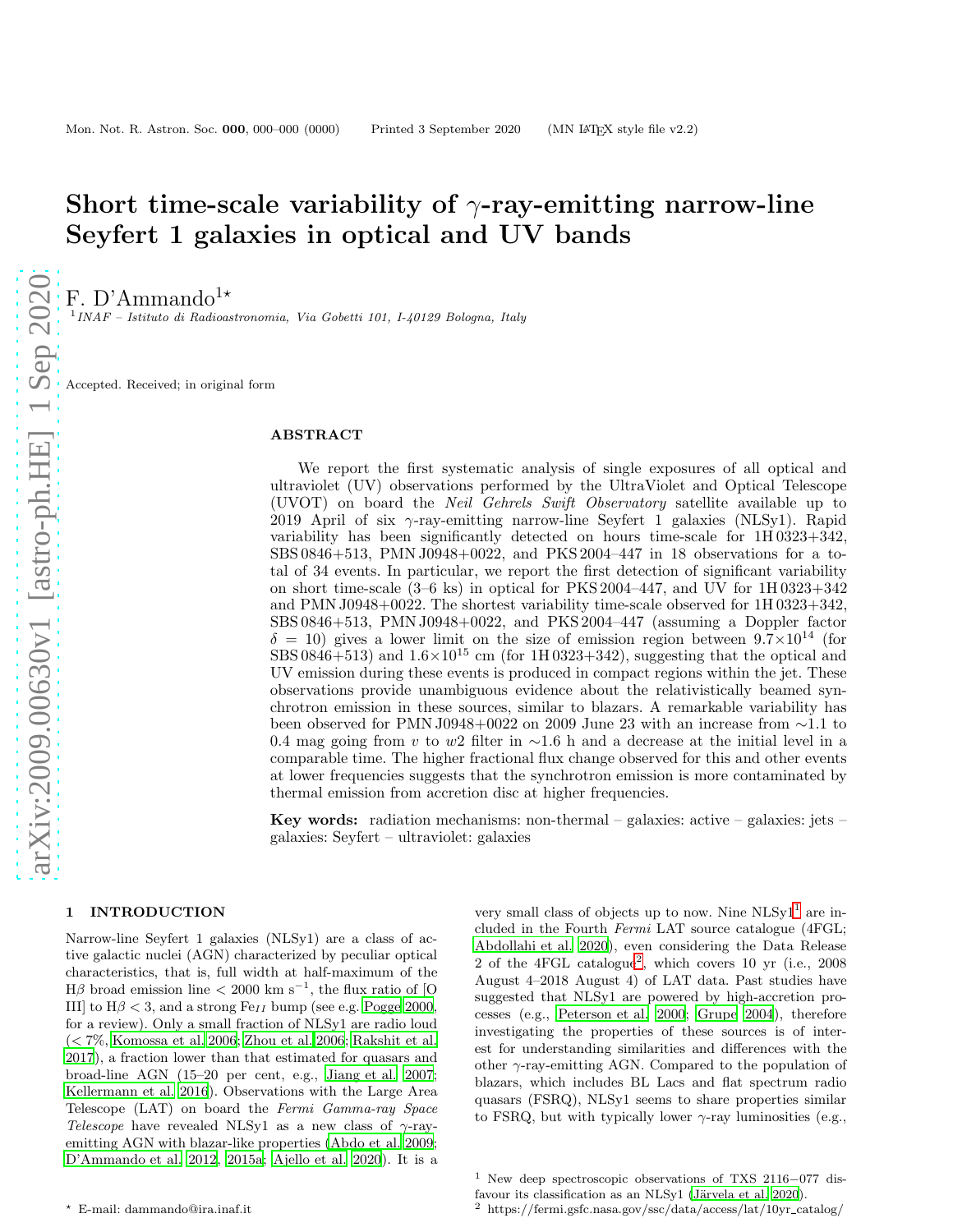# Short time-scale variability of $\gamma$-ray-emitting narrow-line Seyfert 1 galaxies in optical and UV bands

F. D'Ammando[1]*

[1] *INAF – Istituto di Radioastronomia, Via Gobetti 101, I-40129 Bologna, Italy*

Accepted. Received; in original form

## ABSTRACT

We report the first systematic analysis of single exposures of all optical and ultraviolet (UV) observations performed by the UltraViolet and Optical Telescope (UVOT) on board the *Neil Gehrels Swift Observatory* satellite available up to 2019 April of six $\gamma$-ray-emitting narrow-line Seyfert 1 galaxies (NLSy1). Rapid variability has been significantly detected on hours time-scale for 1H 0323+342, SBS 0846+513, PMN J0948+0022, and PKS 2004−447 in 18 observations for a total of 34 events. In particular, we report the first detection of significant variability on short time-scale (3–6 ks) in optical for PKS 2004−447, and UV for 1H 0323+342 and PMN J0948+0022. The shortest variability time-scale observed for 1H 0323+342, SBS 0846+513, PMN J0948+0022, and PKS 2004−447 (assuming a Doppler factor $\delta$ = 10) gives a lower limit on the size of emission region between $9.7\times10^{14}$ (for SBS 0846+513) and $1.6\times10^{15}$ cm (for 1H 0323+342), suggesting that the optical and UV emission during these events is produced in compact regions within the jet. These observations provide unambiguous evidence about the relativistically beamed synchrotron emission in these sources, similar to blazars. A remarkable variability has been observed for PMN J0948+0022 on 2009 June 23 with an increase from ∼1.1 to 0.4 mag going from $v$ to $w2$ filter in ∼1.6 h and a decrease at the initial level in a comparable time. The higher fractional flux change observed for this and other events at lower frequencies suggests that the synchrotron emission is more contaminated by thermal emission from accretion disc at higher frequencies.

**Key words:** radiation mechanisms: non-thermal – galaxies: active – galaxies: jets – galaxies: Seyfert – ultraviolet: galaxies

## 1 INTRODUCTION

Narrow-line Seyfert 1 galaxies (NLSy1) are a class of active galactic nuclei (AGN) characterized by peculiar optical characteristics, that is, full width at half-maximum of the H$\beta$ broad emission line < 2000 km s$^{-1}$, the flux ratio of [O III] to H$\beta$ < 3, and a strong Fe$_{II}$ bump (see e.g. Pogge 2000, for a review). Only a small fraction of NLSy1 are radio loud (< 7%, Komossa et al. 2006; Zhou et al. 2006; Rakshit et al. 2017), a fraction lower than that estimated for quasars and broad-line AGN (15–20 per cent, e.g., Jiang et al. 2007; Kellermann et al. 2016). Observations with the Large Area Telescope (LAT) on board the *Fermi Gamma-ray Space Telescope* have revealed NLSy1 as a new class of $\gamma$-ray-emitting AGN with blazar-like properties (Abdo et al. 2009; D'Ammando et al. 2012, 2015a; Ajello et al. 2020). It is a very small class of objects up to now. Nine NLSy1[1] are included in the Fourth *Fermi* LAT source catalogue (4FGL; Abdollahi et al. 2020), even considering the Data Release 2 of the 4FGL catalogue[2], which covers 10 yr (i.e., 2008 August 4–2018 August 4) of LAT data. Past studies have suggested that NLSy1 are powered by high-accretion processes (e.g., Peterson et al. 2000; Grupe 2004), therefore investigating the properties of these sources is of interest for understanding similarities and differences with the other $\gamma$-ray-emitting AGN. Compared to the population of blazars, which includes BL Lacs and flat spectrum radio quasars (FSRQ), NLSy1 seems to share properties similar to FSRQ, but with typically lower $\gamma$-ray luminosities (e.g.,

[1] New deep spectroscopic observations of TXS 2116−077 disfavour its classification as an NLSy1 (Järvelä et al. 2020).

[2] https://fermi.gsfc.nasa.gov/ssc/data/access/lat/10yr_catalog/

* E-mail: dammando@ira.inaf.it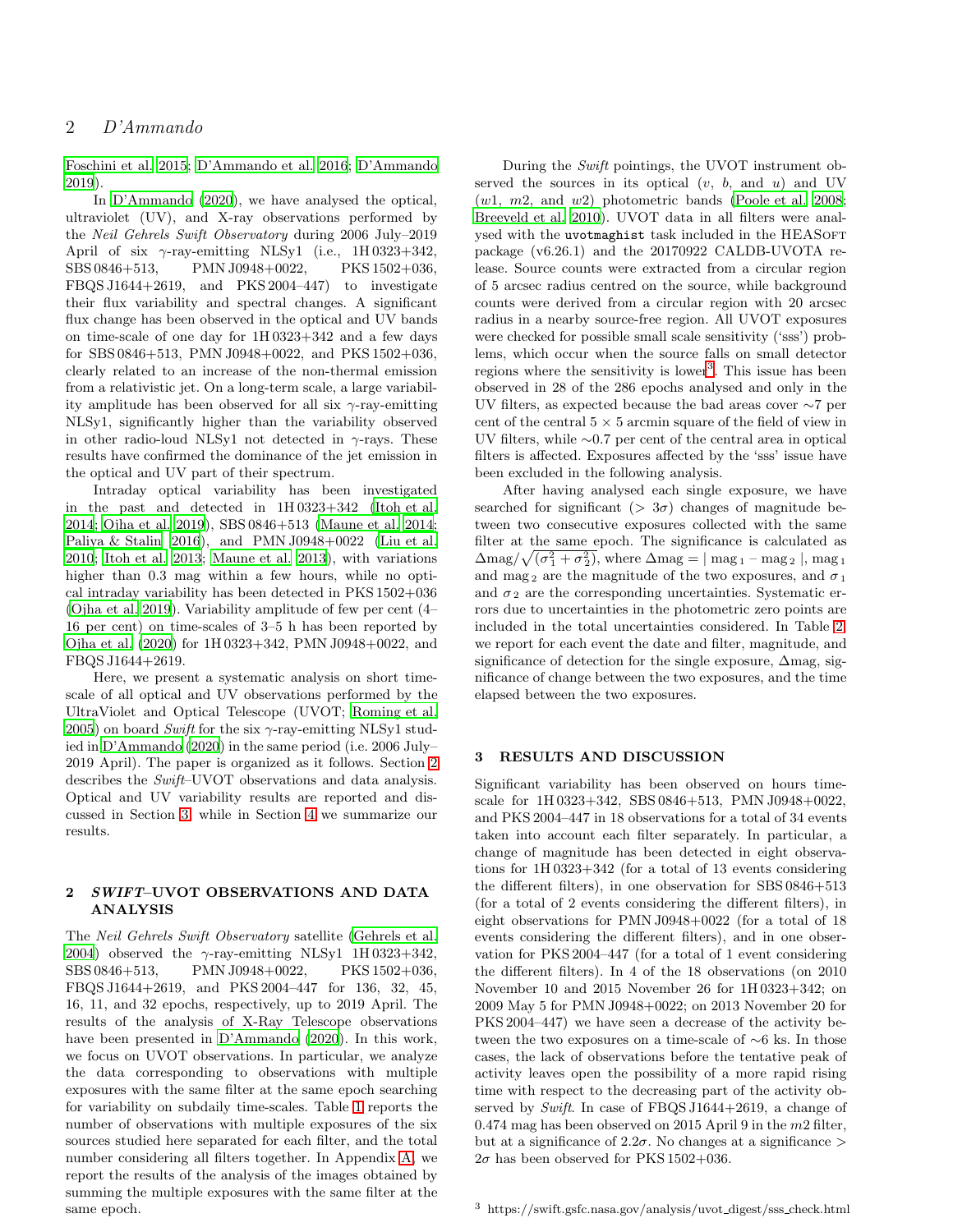Foschini et al. 2015; D'Ammando et al. 2016; D'Ammando 2019).

In D'Ammando (2020), we have analysed the optical, ultraviolet (UV), and X-ray observations performed by the *Neil Gehrels Swift Observatory* during 2006 July–2019 April of six $\gamma$-ray-emitting NLSy1 (i.e., 1H 0323+342, SBS 0846+513, PMN J0948+0022, PKS 1502+036, FBQS J1644+2619, and PKS 2004–447) to investigate their flux variability and spectral changes. A significant flux change has been observed in the optical and UV bands on time-scale of one day for 1H 0323+342 and a few days for SBS 0846+513, PMN J0948+0022, and PKS 1502+036, clearly related to an increase of the non-thermal emission from a relativistic jet. On a long-term scale, a large variability amplitude has been observed for all six $\gamma$-ray-emitting NLSy1, significantly higher than the variability observed in other radio-loud NLSy1 not detected in $\gamma$-rays. These results have confirmed the dominance of the jet emission in the optical and UV part of their spectrum.

Intraday optical variability has been investigated in the past and detected in 1H 0323+342 (Itoh et al. 2014; Ojha et al. 2019), SBS 0846+513 (Maune et al. 2014; Paliya & Stalin 2016), and PMN J0948+0022 (Liu et al. 2010; Itoh et al. 2013; Maune et al. 2013), with variations higher than 0.3 mag within a few hours, while no optical intraday variability has been detected in PKS 1502+036 (Ojha et al. 2019). Variability amplitude of few per cent (4–16 per cent) on time-scales of 3–5 h has been reported by Ojha et al. (2020) for 1H 0323+342, PMN J0948+0022, and FBQS J1644+2619.

Here, we present a systematic analysis on short time-scale of all optical and UV observations performed by the UltraViolet and Optical Telescope (UVOT; Roming et al. 2005) on board *Swift* for the six $\gamma$-ray-emitting NLSy1 studied in D'Ammando (2020) in the same period (i.e. 2006 July–2019 April). The paper is organized as it follows. Section 2 describes the *Swift*–UVOT observations and data analysis. Optical and UV variability results are reported and discussed in Section 3, while in Section 4 we summarize our results.

## 2 *SWIFT*–UVOT OBSERVATIONS AND DATA ANALYSIS

The *Neil Gehrels Swift Observatory* satellite (Gehrels et al. 2004) observed the $\gamma$-ray-emitting NLSy1 1H 0323+342, SBS 0846+513, PMN J0948+0022, PKS 1502+036, FBQS J1644+2619, and PKS 2004–447 for 136, 32, 45, 16, 11, and 32 epochs, respectively, up to 2019 April. The results of the analysis of X-Ray Telescope observations have been presented in D'Ammando (2020). In this work, we focus on UVOT observations. In particular, we analyze the data corresponding to observations with multiple exposures with the same filter at the same epoch searching for variability on subdaily time-scales. Table 1 reports the number of observations with multiple exposures of the six sources studied here separated for each filter, and the total number considering all filters together. In Appendix A, we report the results of the analysis of the images obtained by summing the multiple exposures with the same filter at the same epoch.

During the *Swift* pointings, the UVOT instrument observed the sources in its optical ($v$, $b$, and $u$) and UV ($w1$, $m2$, and $w2$) photometric bands (Poole et al. 2008; Breeveld et al. 2010). UVOT data in all filters were analysed with the `uvotmaghist` task included in the HEASoft package (v6.26.1) and the 20170922 CALDB-UVOTA release. Source counts were extracted from a circular region of 5 arcsec radius centred on the source, while background counts were derived from a circular region with 20 arcsec radius in a nearby source-free region. All UVOT exposures were checked for possible small scale sensitivity ('sss') problems, which occur when the source falls on small detector regions where the sensitivity is lower[3]. This issue has been observed in 28 of the 286 epochs analysed and only in the UV filters, as expected because the bad areas cover ~7 per cent of the central 5 × 5 arcmin square of the field of view in UV filters, while ~0.7 per cent of the central area in optical filters is affected. Exposures affected by the 'sss' issue have been excluded in the following analysis.

After having analysed each single exposure, we have searched for significant (> 3$\sigma$) changes of magnitude between two consecutive exposures collected with the same filter at the same epoch. The significance is calculated as $\Delta\mathrm{mag}/\sqrt{(\sigma_1^2 + \sigma_2^2)}$, where $\Delta\mathrm{mag} = |\ \mathrm{mag}_1 - \mathrm{mag}_2\ |$, $\mathrm{mag}_1$ and $\mathrm{mag}_2$ are the magnitude of the two exposures, and $\sigma_1$ and $\sigma_2$ are the corresponding uncertainties. Systematic errors due to uncertainties in the photometric zero points are included in the total uncertainties considered. In Table 2, we report for each event the date and filter, magnitude, and significance of detection for the single exposure, $\Delta$mag, significance of change between the two exposures, and the time elapsed between the two exposures.

## 3 RESULTS AND DISCUSSION

Significant variability has been observed on hours time-scale for 1H 0323+342, SBS 0846+513, PMN J0948+0022, and PKS 2004–447 in 18 observations for a total of 34 events taken into account each filter separately. In particular, a change of magnitude has been detected in eight observations for 1H 0323+342 (for a total of 13 events considering the different filters), in one observation for SBS 0846+513 (for a total of 2 events considering the different filters), in eight observations for PMN J0948+0022 (for a total of 18 events considering the different filters), and in one observation for PKS 2004–447 (for a total of 1 event considering the different filters). In 4 of the 18 observations (on 2010 November 10 and 2015 November 26 for 1H 0323+342; on 2009 May 5 for PMN J0948+0022; on 2013 November 20 for PKS 2004–447) we have seen a decrease of the activity between the two exposures on a time-scale of ~6 ks. In those cases, the lack of observations before the tentative peak of activity leaves open the possibility of a more rapid rising time with respect to the decreasing part of the activity observed by *Swift*. In case of FBQS J1644+2619, a change of 0.474 mag has been observed on 2015 April 9 in the $m2$ filter, but at a significance of 2.2$\sigma$. No changes at a significance > 2$\sigma$ has been observed for PKS 1502+036.

[3] https://swift.gsfc.nasa.gov/analysis/uvot_digest/sss_check.html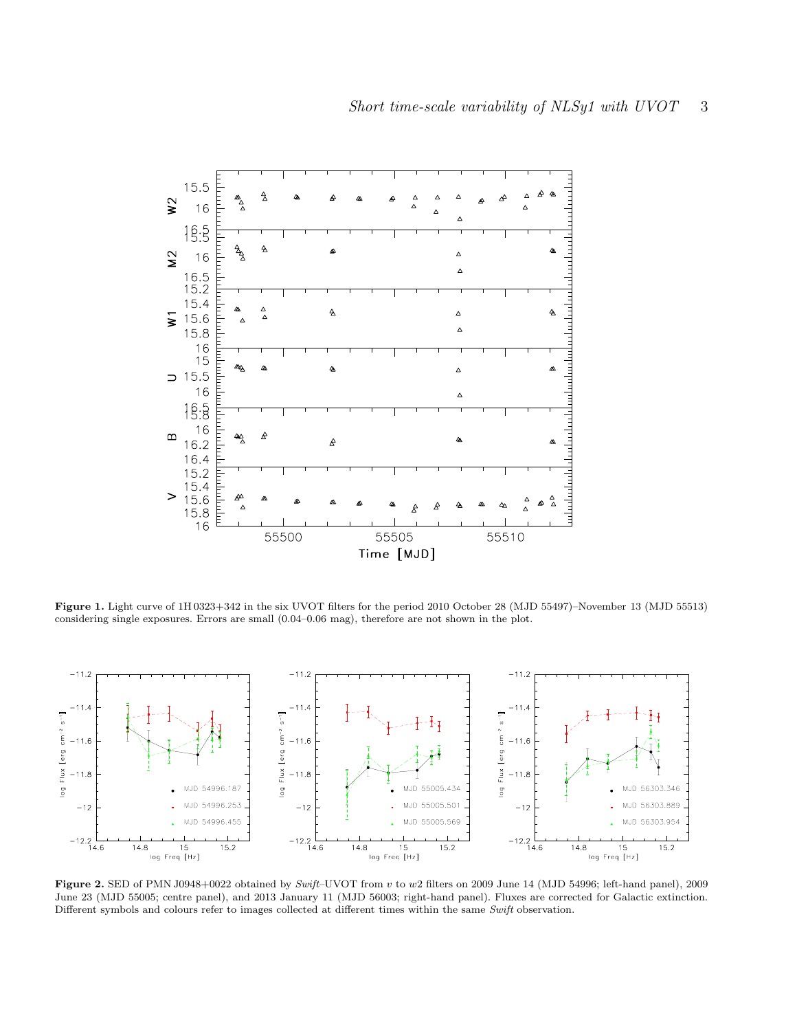W2
15.5
16
16.5
M2
15.5
16
16.5
W1
15.2
15.4
15.6
15.8
16
U
15
15.5
16
16.5
B
15.8
16
16.2
16.4
V
15.2
15.4
15.6
15.8
16
55500
55505
55510
Time [MJD]

**Figure 1.** Light curve of 1H 0323+342 in the six UVOT filters for the period 2010 October 28 (MJD 55497)–November 13 (MJD 55513) considering single exposures. Errors are small (0.04–0.06 mag), therefore are not shown in the plot.

log Flux [erg cm$^{-2}$ s$^{-1}$]
−11.2
−11.4
−11.6
−11.8
−12
−12.2
14.6
14.8
15
15.2
log Freq [Hz]

MJD 54996.187
MJD 54996.253
MJD 54996.455

MJD 55005.434
MJD 55005.501
MJD 55005.569

MJD 56303.346
MJD 56303.889
MJD 56303.954

**Figure 2.** SED of PMN J0948+0022 obtained by *Swift*–UVOT from *v* to *w*2 filters on 2009 June 14 (MJD 54996; left-hand panel), 2009 June 23 (MJD 55005; centre panel), and 2013 January 11 (MJD 56003; right-hand panel). Fluxes are corrected for Galactic extinction. Different symbols and colours refer to images collected at different times within the same *Swift* observation.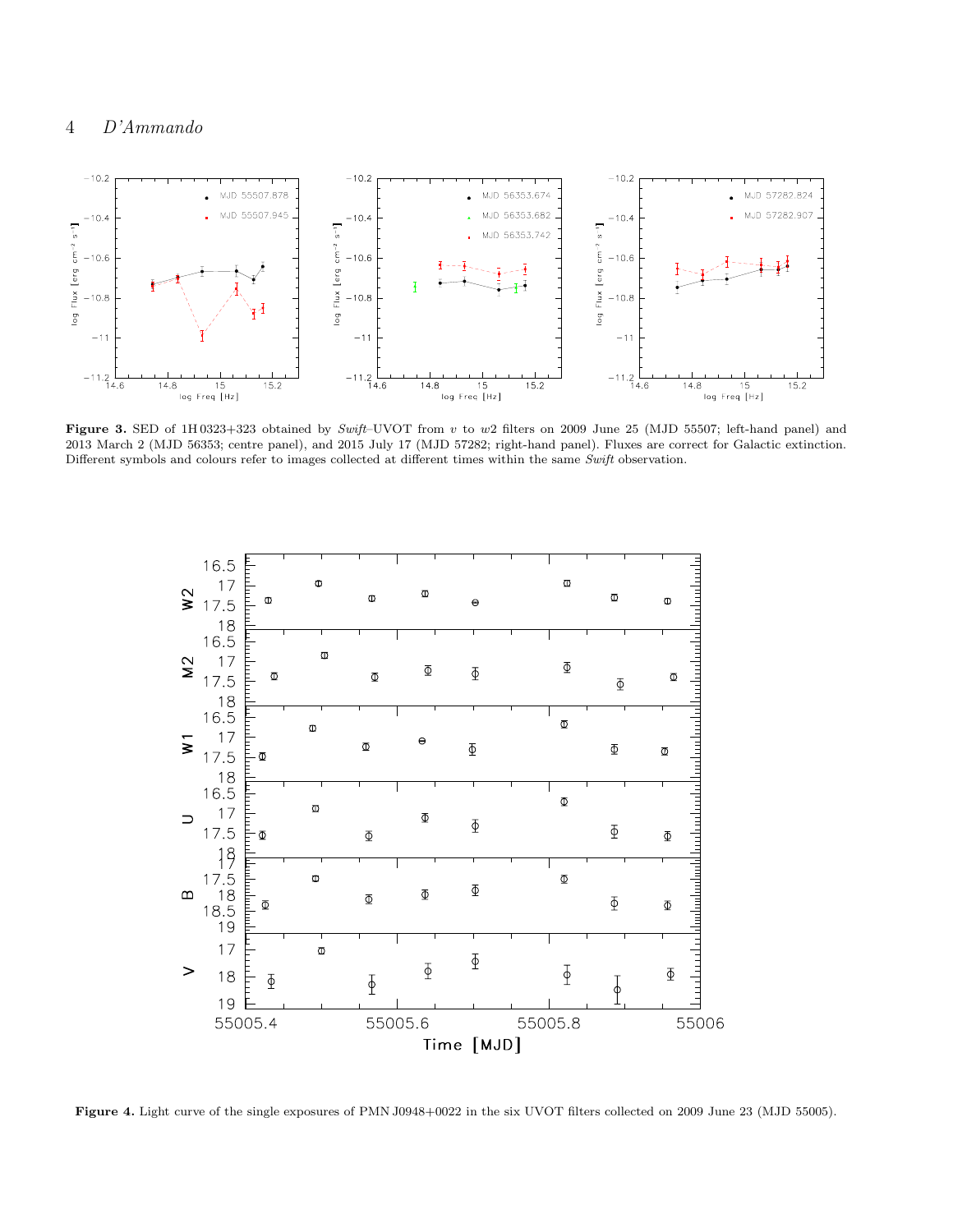−10.2
−10.4
−10.6
−10.8
−11
−11.2
log Flux [erg cm$^{-2}$ s$^{-1}$]
14.6 14.8 15 15.2
log Freq [Hz]
MJD 55507.878
MJD 55507.945

−10.2
−10.4
−10.6
−10.8
−11
−11.2
log Flux [erg cm$^{-2}$ s$^{-1}$]
14.6 14.8 15 15.2
log Freq [Hz]
MJD 56353.674
MJD 56353.682
MJD 56353.742

−10.2
−10.4
−10.6
−10.8
−11
−11.2
log Flux [erg cm$^{-2}$ s$^{-1}$]
14.6 14.8 15 15.2
log Freq [Hz]
MJD 57282.824
MJD 57282.907

**Figure 3.** SED of 1H 0323+323 obtained by *Swift*–UVOT from $v$ to $w2$ filters on 2009 June 25 (MJD 55507; left-hand panel) and 2013 March 2 (MJD 56353; centre panel), and 2015 July 17 (MJD 57282; right-hand panel). Fluxes are correct for Galactic extinction. Different symbols and colours refer to images collected at different times within the same *Swift* observation.

W2
16.5 17 17.5 18

M2
16.5 17 17.5 18

W1
16.5 17 17.5 18

U
16.5 17 17.5 18

B
17 17.5 18 18.5 19

V
17 18 19

55005.4 55005.6 55005.8 55006
Time [MJD]

**Figure 4.** Light curve of the single exposures of PMN J0948+0022 in the six UVOT filters collected on 2009 June 23 (MJD 55005).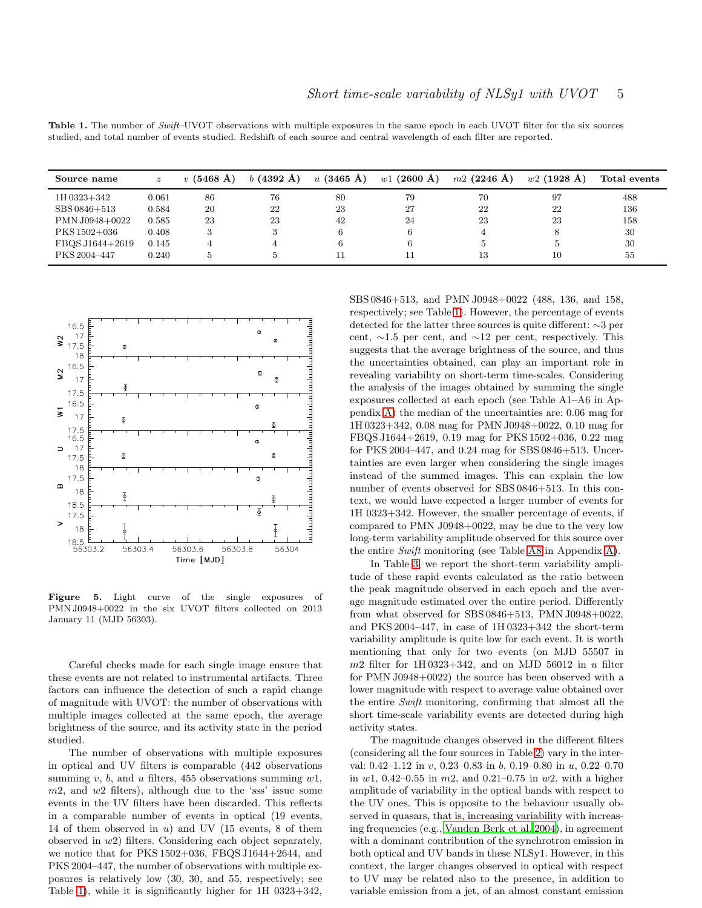**Table 1.** The number of *Swift*–UVOT observations with multiple exposures in the same epoch in each UVOT filter for the six sources studied, and total number of events studied. Redshift of each source and central wavelength of each filter are reported.

| Source name | $z$ | $v$ (5468 Å) | $b$ (4392 Å) | $u$ (3465 Å) | $w1$ (2600 Å) | $m2$ (2246 Å) | $w2$ (1928 Å) | Total events |
|---|---|---|---|---|---|---|---|---|
| 1H 0323+342 | 0.061 | 86 | 76 | 80 | 79 | 70 | 97 | 488 |
| SBS 0846+513 | 0.584 | 20 | 22 | 23 | 27 | 22 | 22 | 136 |
| PMN J0948+0022 | 0.585 | 23 | 23 | 42 | 24 | 23 | 23 | 158 |
| PKS 1502+036 | 0.408 | 3 | 3 | 6 | 6 | 4 | 8 | 30 |
| FBQS J1644+2619 | 0.145 | 4 | 4 | 6 | 6 | 5 | 5 | 30 |
| PKS 2004–447 | 0.240 | 5 | 5 | 11 | 11 | 13 | 10 | 55 |

W2
M2
W1
U
B
V
16.5
17
17.5
18
18.5
56303.2
56303.4
56303.6
56303.8
56304
Time [MJD]

**Figure 5.** Light curve of the single exposures of PMN J0948+0022 in the six UVOT filters collected on 2013 January 11 (MJD 56303).

Careful checks made for each single image ensure that these events are not related to instrumental artifacts. Three factors can influence the detection of such a rapid change of magnitude with UVOT: the number of observations with multiple images collected at the same epoch, the average brightness of the source, and its activity state in the period studied.

The number of observations with multiple exposures in optical and UV filters is comparable (442 observations summing $v$, $b$, and $u$ filters, 455 observations summing $w1$, $m2$, and $w2$ filters), although due to the 'sss' issue some events in the UV filters have been discarded. This reflects in a comparable number of events in optical (19 events, 14 of them observed in $u$) and UV (15 events, 8 of them observed in $w2$) filters. Considering each object separately, we notice that for PKS 1502+036, FBQS J1644+2644, and PKS 2004–447, the number of observations with multiple exposures is relatively low (30, 30, and 55, respectively; see Table 1), while it is significantly higher for 1H 0323+342, SBS 0846+513, and PMN J0948+0022 (488, 136, and 158, respectively; see Table 1). However, the percentage of events detected for the latter three sources is quite different: ∼3 per cent, ∼1.5 per cent, and ∼12 per cent, respectively. This suggests that the average brightness of the source, and thus the uncertainties obtained, can play an important role in revealing variability on short-term time-scales. Considering the analysis of the images obtained by summing the single exposures collected at each epoch (see Table A1–A6 in Appendix A) the median of the uncertainties are: 0.06 mag for 1H 0323+342, 0.08 mag for PMN J0948+0022, 0.10 mag for FBQS J1644+2619, 0.19 mag for PKS 1502+036, 0.22 mag for PKS 2004–447, and 0.24 mag for SBS 0846+513. Uncertainties are even larger when considering the single images instead of the summed images. This can explain the low number of events observed for SBS 0846+513. In this context, we would have expected a larger number of events for 1H 0323+342. However, the smaller percentage of events, if compared to PMN J0948+0022, may be due to the very low long-term variability amplitude observed for this source over the entire *Swift* monitoring (see Table A8 in Appendix A).

In Table 3, we report the short-term variability amplitude of these rapid events calculated as the ratio between the peak magnitude observed in each epoch and the average magnitude estimated over the entire period. Differently from what observed for SBS 0846+513, PMN J0948+0022, and PKS 2004–447, in case of 1H 0323+342 the short-term variability amplitude is quite low for each event. It is worth mentioning that only for two events (on MJD 55507 in $m2$ filter for 1H 0323+342, and on MJD 56012 in $u$ filter for PMN J0948+0022) the source has been observed with a lower magnitude with respect to average value obtained over the entire *Swift* monitoring, confirming that almost all the short time-scale variability events are detected during high activity states.

The magnitude changes observed in the different filters (considering all the four sources in Table 2) vary in the interval: 0.42–1.12 in $v$, 0.23–0.83 in $b$, 0.19–0.80 in $u$, 0.22–0.70 in $w1$, 0.42–0.55 in $m2$, and 0.21–0.75 in $w2$, with a higher amplitude of variability in the optical bands with respect to the UV ones. This is opposite to the behaviour usually observed in quasars, that is, increasing variability with increasing frequencies (e.g., Vanden Berk et al. 2004), in agreement with a dominant contribution of the synchrotron emission in both optical and UV bands in these NLSy1. However, in this context, the larger changes observed in optical with respect to UV may be related also to the presence, in addition to variable emission from a jet, of an almost constant emission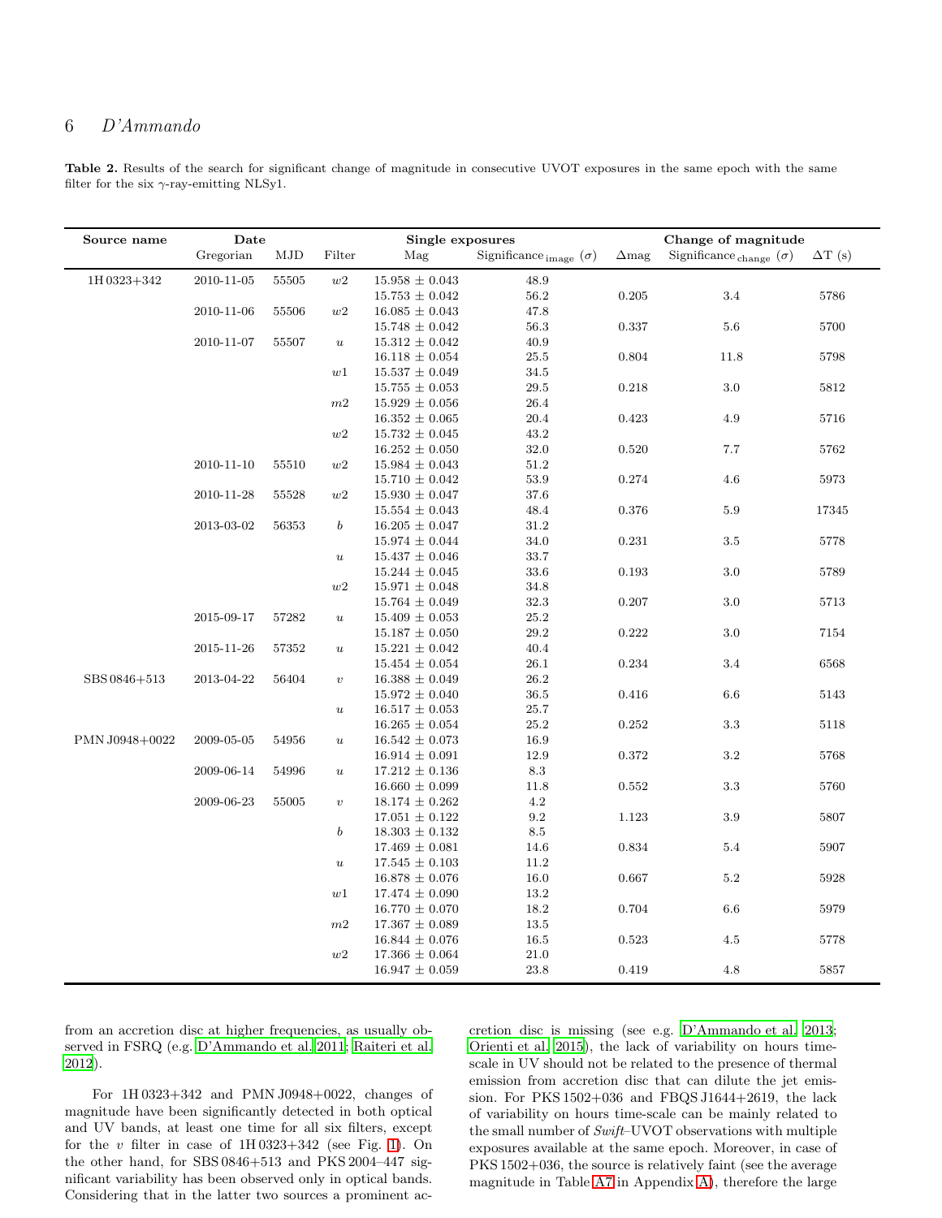**Table 2.** Results of the search for significant change of magnitude in consecutive UVOT exposures in the same epoch with the same filter for the six $\gamma$-ray-emitting NLSy1.

| Source name | Date | | | Single exposures | | Change of magnitude | | |
|---|---|---|---|---|---|---|---|---|
| | Gregorian | MJD | Filter | Mag | Significance$_{\rm image}$ ($\sigma$) | $\Delta$mag | Significance$_{\rm change}$ ($\sigma$) | $\Delta$T (s) |
| 1H 0323+342 | 2010-11-05 | 55505 | $w2$ | 15.958 $\pm$ 0.043 | 48.9 | | | |
| | | | | 15.753 $\pm$ 0.042 | 56.2 | 0.205 | 3.4 | 5786 |
| | 2010-11-06 | 55506 | $w2$ | 16.085 $\pm$ 0.043 | 47.8 | | | |
| | | | | 15.748 $\pm$ 0.042 | 56.3 | 0.337 | 5.6 | 5700 |
| | 2010-11-07 | 55507 | $u$ | 15.312 $\pm$ 0.042 | 40.9 | | | |
| | | | | 16.118 $\pm$ 0.054 | 25.5 | 0.804 | 11.8 | 5798 |
| | | | $w1$ | 15.537 $\pm$ 0.049 | 34.5 | | | |
| | | | | 15.755 $\pm$ 0.053 | 29.5 | 0.218 | 3.0 | 5812 |
| | | | $m2$ | 15.929 $\pm$ 0.056 | 26.4 | | | |
| | | | | 16.352 $\pm$ 0.065 | 20.4 | 0.423 | 4.9 | 5716 |
| | | | $w2$ | 15.732 $\pm$ 0.045 | 43.2 | | | |
| | | | | 16.252 $\pm$ 0.050 | 32.0 | 0.520 | 7.7 | 5762 |
| | 2010-11-10 | 55510 | $w2$ | 15.984 $\pm$ 0.043 | 51.2 | | | |
| | | | | 15.710 $\pm$ 0.042 | 53.9 | 0.274 | 4.6 | 5973 |
| | 2010-11-28 | 55528 | $w2$ | 15.930 $\pm$ 0.047 | 37.6 | | | |
| | | | | 15.554 $\pm$ 0.043 | 48.4 | 0.376 | 5.9 | 17345 |
| | 2013-03-02 | 56353 | $b$ | 16.205 $\pm$ 0.047 | 31.2 | | | |
| | | | | 15.974 $\pm$ 0.044 | 34.0 | 0.231 | 3.5 | 5778 |
| | | | $u$ | 15.437 $\pm$ 0.046 | 33.7 | | | |
| | | | | 15.244 $\pm$ 0.045 | 33.6 | 0.193 | 3.0 | 5789 |
| | | | $w2$ | 15.971 $\pm$ 0.048 | 34.8 | | | |
| | | | | 15.764 $\pm$ 0.049 | 32.3 | 0.207 | 3.0 | 5713 |
| | 2015-09-17 | 57282 | $u$ | 15.409 $\pm$ 0.053 | 25.2 | | | |
| | | | | 15.187 $\pm$ 0.050 | 29.2 | 0.222 | 3.0 | 7154 |
| | 2015-11-26 | 57352 | $u$ | 15.221 $\pm$ 0.042 | 40.4 | | | |
| | | | | 15.454 $\pm$ 0.054 | 26.1 | 0.234 | 3.4 | 6568 |
| SBS 0846+513 | 2013-04-22 | 56404 | $v$ | 16.388 $\pm$ 0.049 | 26.2 | | | |
| | | | | 15.972 $\pm$ 0.040 | 36.5 | 0.416 | 6.6 | 5143 |
| | | | $u$ | 16.517 $\pm$ 0.053 | 25.7 | | | |
| | | | | 16.265 $\pm$ 0.054 | 25.2 | 0.252 | 3.3 | 5118 |
| PMN J0948+0022 | 2009-05-05 | 54956 | $u$ | 16.542 $\pm$ 0.073 | 16.9 | | | |
| | | | | 16.914 $\pm$ 0.091 | 12.9 | 0.372 | 3.2 | 5768 |
| | 2009-06-14 | 54996 | $u$ | 17.212 $\pm$ 0.136 | 8.3 | | | |
| | | | | 16.660 $\pm$ 0.099 | 11.8 | 0.552 | 3.3 | 5760 |
| | 2009-06-23 | 55005 | $v$ | 18.174 $\pm$ 0.262 | 4.2 | | | |
| | | | | 17.051 $\pm$ 0.122 | 9.2 | 1.123 | 3.9 | 5807 |
| | | | $b$ | 18.303 $\pm$ 0.132 | 8.5 | | | |
| | | | | 17.469 $\pm$ 0.081 | 14.6 | 0.834 | 5.4 | 5907 |
| | | | $u$ | 17.545 $\pm$ 0.103 | 11.2 | | | |
| | | | | 16.878 $\pm$ 0.076 | 16.0 | 0.667 | 5.2 | 5928 |
| | | | $w1$ | 17.474 $\pm$ 0.090 | 13.2 | | | |
| | | | | 16.770 $\pm$ 0.070 | 18.2 | 0.704 | 6.6 | 5979 |
| | | | $m2$ | 17.367 $\pm$ 0.089 | 13.5 | | | |
| | | | | 16.844 $\pm$ 0.076 | 16.5 | 0.523 | 4.5 | 5778 |
| | | | $w2$ | 17.366 $\pm$ 0.064 | 21.0 | | | |
| | | | | 16.947 $\pm$ 0.059 | 23.8 | 0.419 | 4.8 | 5857 |

from an accretion disc at higher frequencies, as usually observed in FSRQ (e.g. D'Ammando et al. 2011; Raiteri et al. 2012).

For 1H 0323+342 and PMN J0948+0022, changes of magnitude have been significantly detected in both optical and UV bands, at least one time for all six filters, except for the $v$ filter in case of 1H 0323+342 (see Fig. 1). On the other hand, for SBS 0846+513 and PKS 2004–447 significant variability has been observed only in optical bands. Considering that in the latter two sources a prominent accretion disc is missing (see e.g. D'Ammando et al. 2013; Orienti et al. 2015), the lack of variability on hours time-scale in UV should not be related to the presence of thermal emission from accretion disc that can dilute the jet emission. For PKS 1502+036 and FBQS J1644+2619, the lack of variability on hours time-scale can be mainly related to the small number of *Swift*–UVOT observations with multiple exposures available at the same epoch. Moreover, in case of PKS 1502+036, the source is relatively faint (see the average magnitude in Table A7 in Appendix A), therefore the large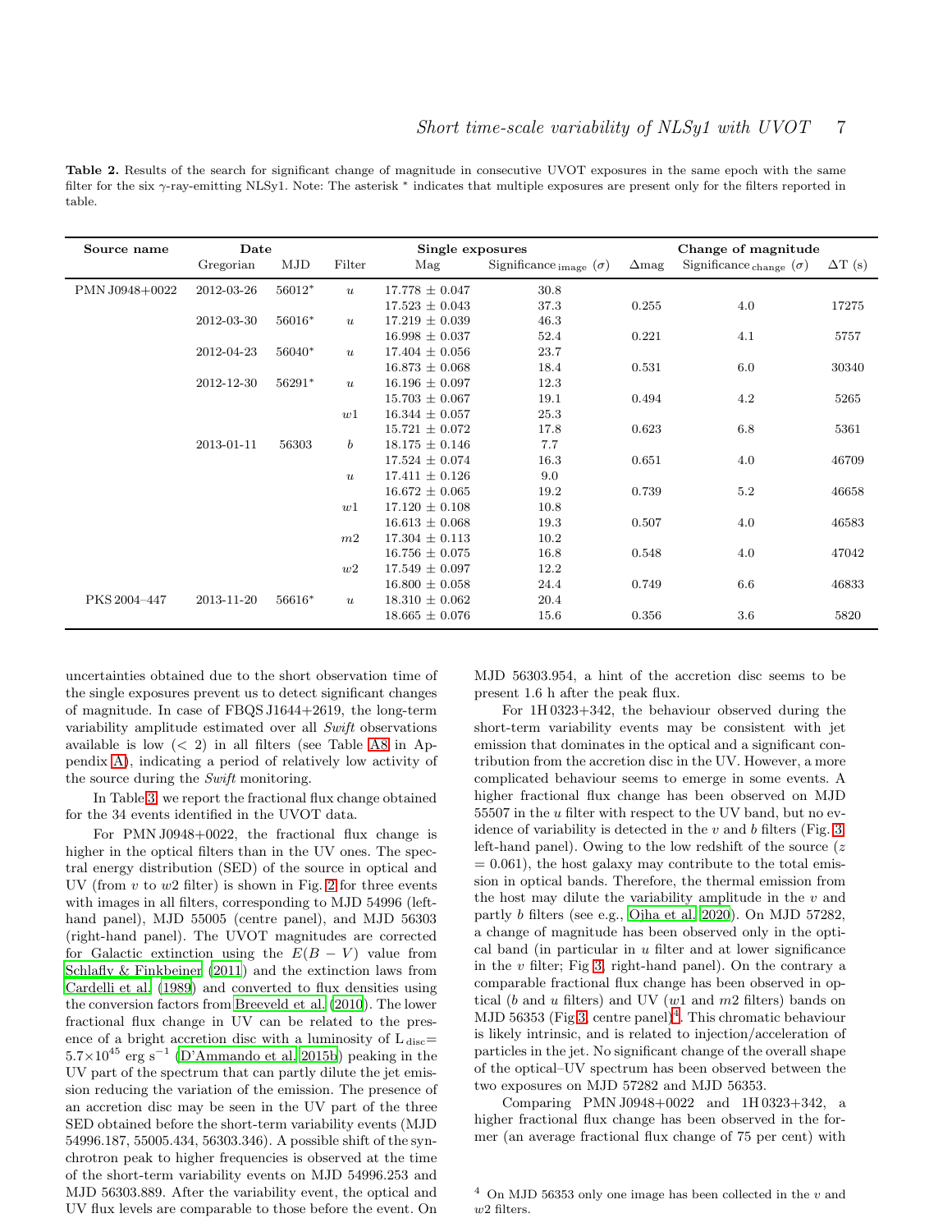**Table 2.** Results of the search for significant change of magnitude in consecutive UVOT exposures in the same epoch with the same filter for the six $\gamma$-ray-emitting NLSy1. Note: The asterisk * indicates that multiple exposures are present only for the filters reported in table.

| Source name | Date | | Filter | Single exposures | | Change of magnitude | | |
|---|---|---|---|---|---|---|---|---|
| | Gregorian | MJD | | Mag | Significance$_{\rm image}$ ($\sigma$) | $\Delta$mag | Significance$_{\rm change}$ ($\sigma$) | $\Delta$T (s) |
| PMN J0948+0022 | 2012-03-26 | 56012* | $u$ | 17.778 ± 0.047 | 30.8 | | | |
| | | | | 17.523 ± 0.043 | 37.3 | 0.255 | 4.0 | 17275 |
| | 2012-03-30 | 56016* | $u$ | 17.219 ± 0.039 | 46.3 | | | |
| | | | | 16.998 ± 0.037 | 52.4 | 0.221 | 4.1 | 5757 |
| | 2012-04-23 | 56040* | $u$ | 17.404 ± 0.056 | 23.7 | | | |
| | | | | 16.873 ± 0.068 | 18.4 | 0.531 | 6.0 | 30340 |
| | 2012-12-30 | 56291* | $u$ | 16.196 ± 0.097 | 12.3 | | | |
| | | | | 15.703 ± 0.067 | 19.1 | 0.494 | 4.2 | 5265 |
| | | | $w1$ | 16.344 ± 0.057 | 25.3 | | | |
| | | | | 15.721 ± 0.072 | 17.8 | 0.623 | 6.8 | 5361 |
| | 2013-01-11 | 56303 | $b$ | 18.175 ± 0.146 | 7.7 | | | |
| | | | | 17.524 ± 0.074 | 16.3 | 0.651 | 4.0 | 46709 |
| | | | $u$ | 17.411 ± 0.126 | 9.0 | | | |
| | | | | 16.672 ± 0.065 | 19.2 | 0.739 | 5.2 | 46658 |
| | | | $w1$ | 17.120 ± 0.108 | 10.8 | | | |
| | | | | 16.613 ± 0.068 | 19.3 | 0.507 | 4.0 | 46583 |
| | | | $m2$ | 17.304 ± 0.113 | 10.2 | | | |
| | | | | 16.756 ± 0.075 | 16.8 | 0.548 | 4.0 | 47042 |
| | | | $w2$ | 17.549 ± 0.097 | 12.2 | | | |
| | | | | 16.800 ± 0.058 | 24.4 | 0.749 | 6.6 | 46833 |
| PKS 2004–447 | 2013-11-20 | 56616* | $u$ | 18.310 ± 0.062 | 20.4 | | | |
| | | | | 18.665 ± 0.076 | 15.6 | 0.356 | 3.6 | 5820 |

uncertainties obtained due to the short observation time of the single exposures prevent us to detect significant changes of magnitude. In case of FBQS J1644+2619, the long-term variability amplitude estimated over all *Swift* observations available is low (< 2) in all filters (see Table A8 in Appendix A), indicating a period of relatively low activity of the source during the *Swift* monitoring.

In Table 3, we report the fractional flux change obtained for the 34 events identified in the UVOT data.

For PMN J0948+0022, the fractional flux change is higher in the optical filters than in the UV ones. The spectral energy distribution (SED) of the source in optical and UV (from $v$ to $w2$ filter) is shown in Fig. 2 for three events with images in all filters, corresponding to MJD 54996 (left-hand panel), MJD 55005 (centre panel), and MJD 56303 (right-hand panel). The UVOT magnitudes are corrected for Galactic extinction using the $E(B-V)$ value from Schlafly & Finkbeiner (2011) and the extinction laws from Cardelli et al. (1989) and converted to flux densities using the conversion factors from Breeveld et al. (2010). The lower fractional flux change in UV can be related to the presence of a bright accretion disc with a luminosity of $L_{\rm disc}$= $5.7\times10^{45}$ erg s$^{-1}$ (D'Ammando et al. 2015b) peaking in the UV part of the spectrum that can partly dilute the jet emission reducing the variation of the emission. The presence of an accretion disc may be seen in the UV part of the three SED obtained before the short-term variability events (MJD 54996.187, 55005.434, 56303.346). A possible shift of the synchrotron peak to higher frequencies is observed at the time of the short-term variability events on MJD 54996.253 and MJD 56303.889. After the variability event, the optical and UV flux levels are comparable to those before the event. On MJD 56303.954, a hint of the accretion disc seems to be present 1.6 h after the peak flux.

For 1H 0323+342, the behaviour observed during the short-term variability events may be consistent with jet emission that dominates in the optical and a significant contribution from the accretion disc in the UV. However, a more complicated behaviour seems to emerge in some events. A higher fractional flux change has been observed on MJD 55507 in the $u$ filter with respect to the UV band, but no evidence of variability is detected in the $v$ and $b$ filters (Fig. 3, left-hand panel). Owing to the low redshift of the source ($z$ = 0.061), the host galaxy may contribute to the total emission in optical bands. Therefore, the thermal emission from the host may dilute the variability amplitude in the $v$ and partly $b$ filters (see e.g., Ojha et al. 2020). On MJD 57282, a change of magnitude has been observed only in the optical band (in particular in $u$ filter and at lower significance in the $v$ filter; Fig 3, right-hand panel). On the contrary a comparable fractional flux change has been observed in optical ($b$ and $u$ filters) and UV ($w1$ and $m2$ filters) bands on MJD 56353 (Fig 3, centre panel)[4]. This chromatic behaviour is likely intrinsic, and is related to injection/acceleration of particles in the jet. No significant change of the overall shape of the optical–UV spectrum has been observed between the two exposures on MJD 57282 and MJD 56353.

Comparing PMN J0948+0022 and 1H 0323+342, a higher fractional flux change has been observed in the former (an average fractional flux change of 75 per cent) with

[4] On MJD 56353 only one image has been collected in the $v$ and $w2$ filters.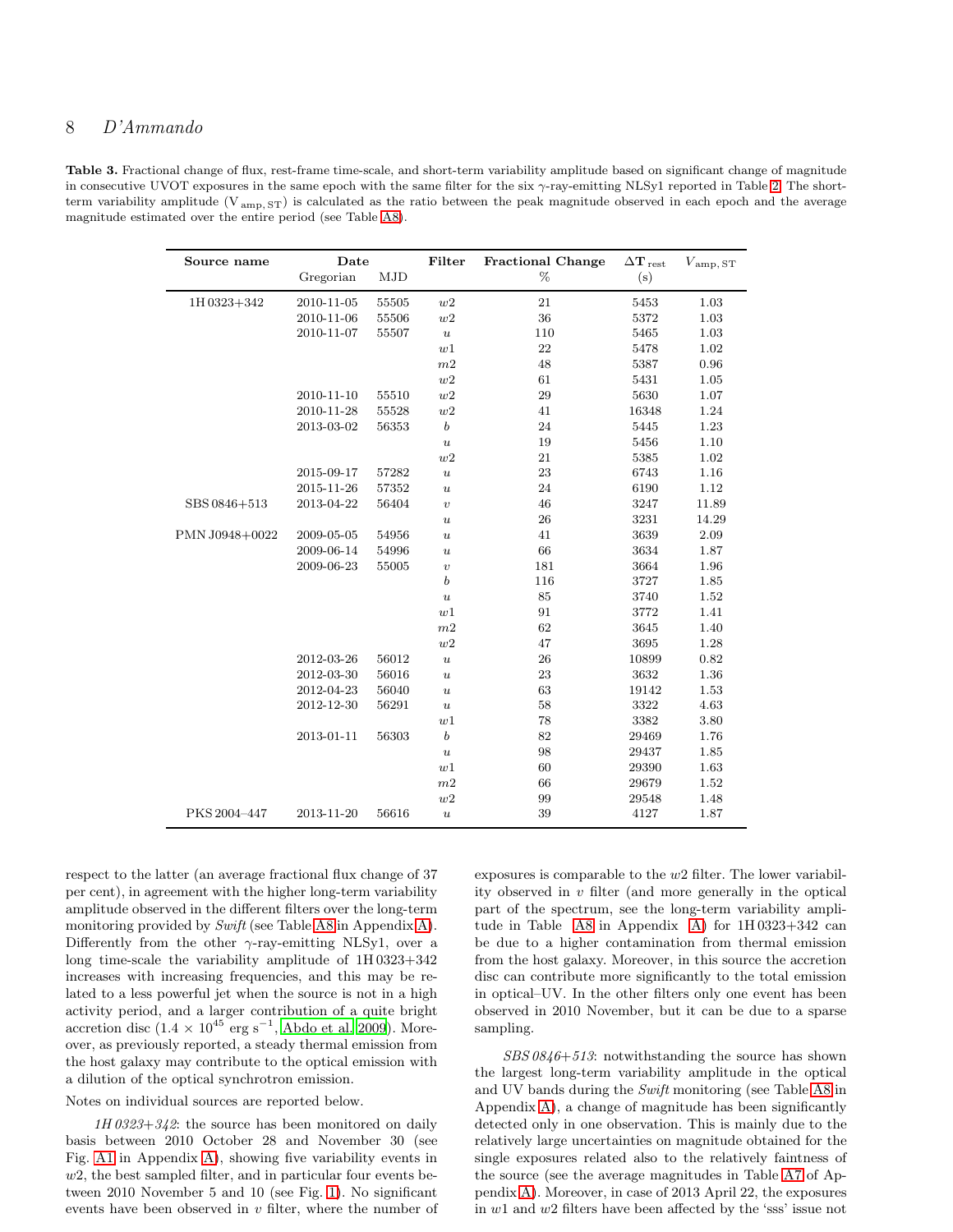**Table 3.** Fractional change of flux, rest-frame time-scale, and short-term variability amplitude based on significant change of magnitude in consecutive UVOT exposures in the same epoch with the same filter for the six γ-ray-emitting NLSy1 reported in Table 2. The short-term variability amplitude ($V_{\rm amp,\,ST}$) is calculated as the ratio between the peak magnitude observed in each epoch and the average magnitude estimated over the entire period (see Table A8).

| Source name | Date | | Filter | Fractional Change | $\Delta T_{\rm rest}$ | $V_{\rm amp,\,ST}$ |
|---|---|---|---|---|---|---|
| | Gregorian | MJD | | % | (s) | |
| 1H 0323+342 | 2010-11-05 | 55505 | $w2$ | 21 | 5453 | 1.03 |
| | 2010-11-06 | 55506 | $w2$ | 36 | 5372 | 1.03 |
| | 2010-11-07 | 55507 | $u$ | 110 | 5465 | 1.03 |
| | | | $w1$ | 22 | 5478 | 1.02 |
| | | | $m2$ | 48 | 5387 | 0.96 |
| | | | $w2$ | 61 | 5431 | 1.05 |
| | 2010-11-10 | 55510 | $w2$ | 29 | 5630 | 1.07 |
| | 2010-11-28 | 55528 | $w2$ | 41 | 16348 | 1.24 |
| | 2013-03-02 | 56353 | $b$ | 24 | 5445 | 1.23 |
| | | | $u$ | 19 | 5456 | 1.10 |
| | | | $w2$ | 21 | 5385 | 1.02 |
| | 2015-09-17 | 57282 | $u$ | 23 | 6743 | 1.16 |
| | 2015-11-26 | 57352 | $u$ | 24 | 6190 | 1.12 |
| SBS 0846+513 | 2013-04-22 | 56404 | $v$ | 46 | 3247 | 11.89 |
| | | | $u$ | 26 | 3231 | 14.29 |
| PMN J0948+0022 | 2009-05-05 | 54956 | $u$ | 41 | 3639 | 2.09 |
| | 2009-06-14 | 54996 | $u$ | 66 | 3634 | 1.87 |
| | 2009-06-23 | 55005 | $v$ | 181 | 3664 | 1.96 |
| | | | $b$ | 116 | 3727 | 1.85 |
| | | | $u$ | 85 | 3740 | 1.52 |
| | | | $w1$ | 91 | 3772 | 1.41 |
| | | | $m2$ | 62 | 3645 | 1.40 |
| | | | $w2$ | 47 | 3695 | 1.28 |
| | 2012-03-26 | 56012 | $u$ | 26 | 10899 | 0.82 |
| | 2012-03-30 | 56016 | $u$ | 23 | 3632 | 1.36 |
| | 2012-04-23 | 56040 | $u$ | 63 | 19142 | 1.53 |
| | 2012-12-30 | 56291 | $u$ | 58 | 3322 | 4.63 |
| | | | $w1$ | 78 | 3382 | 3.80 |
| | 2013-01-11 | 56303 | $b$ | 82 | 29469 | 1.76 |
| | | | $u$ | 98 | 29437 | 1.85 |
| | | | $w1$ | 60 | 29390 | 1.63 |
| | | | $m2$ | 66 | 29679 | 1.52 |
| | | | $w2$ | 99 | 29548 | 1.48 |
| PKS 2004–447 | 2013-11-20 | 56616 | $u$ | 39 | 4127 | 1.87 |

respect to the latter (an average fractional flux change of 37 per cent), in agreement with the higher long-term variability amplitude observed in the different filters over the long-term monitoring provided by *Swift* (see Table A8 in Appendix A). Differently from the other γ-ray-emitting NLSy1, over a long time-scale the variability amplitude of 1H 0323+342 increases with increasing frequencies, and this may be related to a less powerful jet when the source is not in a high activity period, and a larger contribution of a quite bright accretion disc ($1.4 \times 10^{45}$ erg s$^{-1}$, Abdo et al. 2009). Moreover, as previously reported, a steady thermal emission from the host galaxy may contribute to the optical emission with a dilution of the optical synchrotron emission.

Notes on individual sources are reported below.

*1H 0323+342*: the source has been monitored on daily basis between 2010 October 28 and November 30 (see Fig. A1 in Appendix A), showing five variability events in $w2$, the best sampled filter, and in particular four events between 2010 November 5 and 10 (see Fig. 1). No significant events have been observed in $v$ filter, where the number of exposures is comparable to the $w2$ filter. The lower variability observed in $v$ filter (and more generally in the optical part of the spectrum, see the long-term variability amplitude in Table A8 in Appendix A) for 1H 0323+342 can be due to a higher contamination from thermal emission from the host galaxy. Moreover, in this source the accretion disc can contribute more significantly to the total emission in optical–UV. In the other filters only one event has been observed in 2010 November, but it can be due to a sparse sampling.

*SBS 0846+513*: notwithstanding the source has shown the largest long-term variability amplitude in the optical and UV bands during the *Swift* monitoring (see Table A8 in Appendix A), a change of magnitude has been significantly detected only in one observation. This is mainly due to the relatively large uncertainties on magnitude obtained for the single exposures related also to the relatively faintness of the source (see the average magnitudes in Table A7 of Appendix A). Moreover, in case of 2013 April 22, the exposures in $w1$ and $w2$ filters have been affected by the 'sss' issue not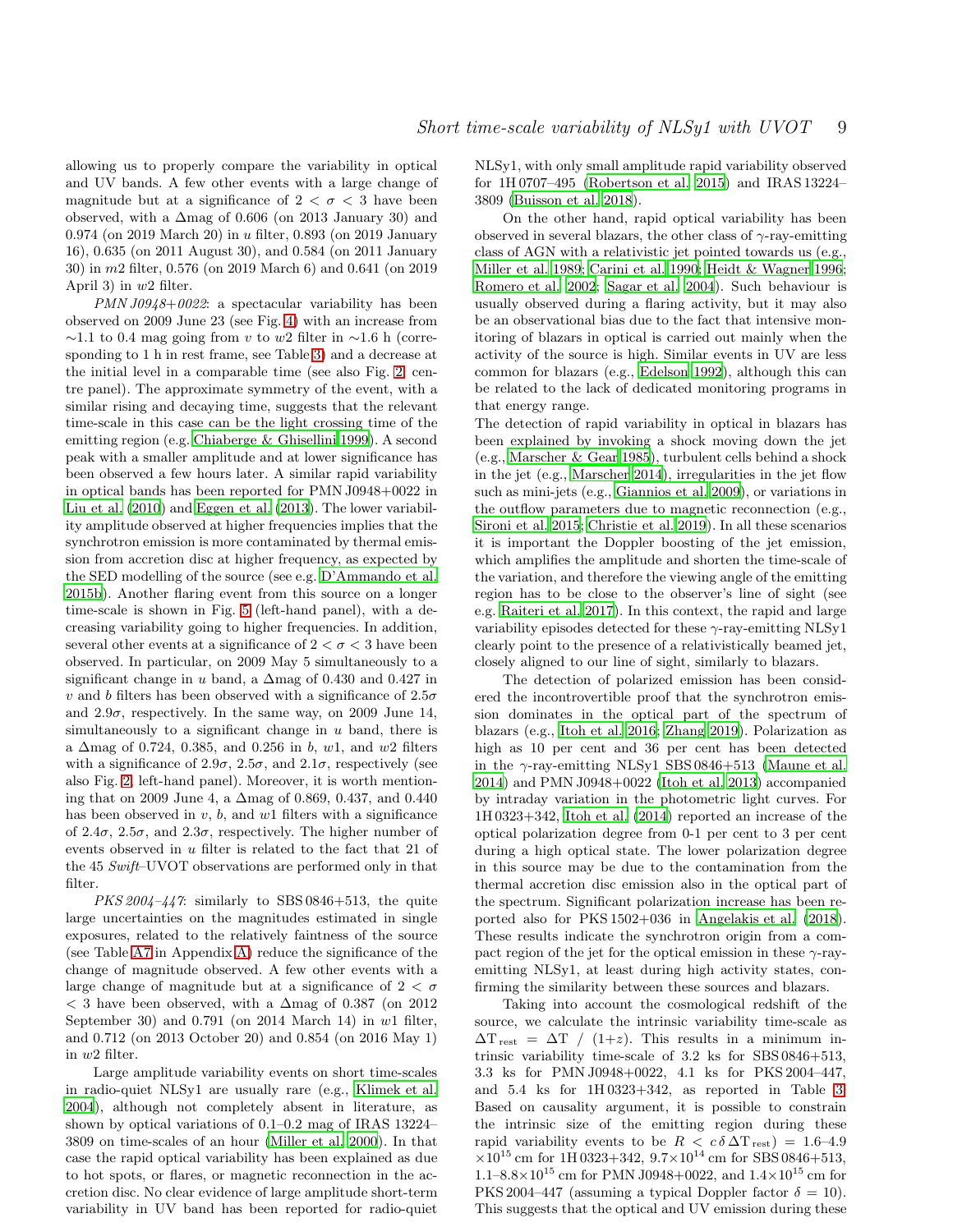allowing us to properly compare the variability in optical and UV bands. A few other events with a large change of magnitude but at a significance of $2 < \sigma < 3$ have been observed, with a $\Delta$mag of 0.606 (on 2013 January 30) and 0.974 (on 2019 March 20) in $u$ filter, 0.893 (on 2019 January 16), 0.635 (on 2011 August 30), and 0.584 (on 2011 January 30) in $m2$ filter, 0.576 (on 2019 March 6) and 0.641 (on 2019 April 3) in $w2$ filter.

*PMN J0948+0022*: a spectacular variability has been observed on 2009 June 23 (see Fig. 4) with an increase from $\sim$1.1 to 0.4 mag going from $v$ to $w2$ filter in $\sim$1.6 h (corresponding to 1 h in rest frame, see Table 3) and a decrease at the initial level in a comparable time (see also Fig. 2, centre panel). The approximate symmetry of the event, with a similar rising and decaying time, suggests that the relevant time-scale in this case can be the light crossing time of the emitting region (e.g. Chiaberge & Ghisellini 1999). A second peak with a smaller amplitude and at lower significance has been observed a few hours later. A similar rapid variability in optical bands has been reported for PMN J0948+0022 in Liu et al. (2010) and Eggen et al. (2013). The lower variability amplitude observed at higher frequencies implies that the synchrotron emission is more contaminated by thermal emission from accretion disc at higher frequency, as expected by the SED modelling of the source (see e.g. D'Ammando et al. 2015b). Another flaring event from this source on a longer time-scale is shown in Fig. 5 (left-hand panel), with a decreasing variability going to higher frequencies. In addition, several other events at a significance of $2 < \sigma < 3$ have been observed. In particular, on 2009 May 5 simultaneously to a significant change in $u$ band, a $\Delta$mag of 0.430 and 0.427 in $v$ and $b$ filters has been observed with a significance of 2.5$\sigma$ and 2.9$\sigma$, respectively. In the same way, on 2009 June 14, simultaneously to a significant change in $u$ band, there is a $\Delta$mag of 0.724, 0.385, and 0.256 in $b$, $w1$, and $w2$ filters with a significance of 2.9$\sigma$, 2.5$\sigma$, and 2.1$\sigma$, respectively (see also Fig. 2, left-hand panel). Moreover, it is worth mentioning that on 2009 June 4, a $\Delta$mag of 0.869, 0.437, and 0.440 has been observed in $v$, $b$, and $w1$ filters with a significance of 2.4$\sigma$, 2.5$\sigma$, and 2.3$\sigma$, respectively. The higher number of events observed in $u$ filter is related to the fact that 21 of the 45 *Swift*–UVOT observations are performed only in that filter.

*PKS 2004–447*: similarly to SBS 0846+513, the quite large uncertainties on the magnitudes estimated in single exposures, related to the relatively faintness of the source (see Table A7 in Appendix A) reduce the significance of the change of magnitude observed. A few other events with a large change of magnitude but at a significance of $2 < \sigma < 3$ have been observed, with a $\Delta$mag of 0.387 (on 2012 September 30) and 0.791 (on 2014 March 14) in $w1$ filter, and 0.712 (on 2013 October 20) and 0.854 (on 2016 May 1) in $w2$ filter.

Large amplitude variability events on short time-scales in radio-quiet NLSy1 are usually rare (e.g., Klimek et al. 2004), although not completely absent in literature, as shown by optical variations of 0.1–0.2 mag of IRAS 13224–3809 on time-scales of an hour (Miller et al. 2000). In that case the rapid optical variability has been explained as due to hot spots, or flares, or magnetic reconnection in the accretion disc. No clear evidence of large amplitude short-term variability in UV band has been reported for radio-quiet NLSy1, with only small amplitude rapid variability observed for 1H 0707–495 (Robertson et al. 2015) and IRAS 13224–3809 (Buisson et al. 2018).

On the other hand, rapid optical variability has been observed in several blazars, the other class of $\gamma$-ray-emitting class of AGN with a relativistic jet pointed towards us (e.g., Miller et al. 1989; Carini et al. 1990; Heidt & Wagner 1996; Romero et al. 2002; Sagar et al. 2004). Such behaviour is usually observed during a flaring activity, but it may also be an observational bias due to the fact that intensive monitoring of blazars in optical is carried out mainly when the activity of the source is high. Similar events in UV are less common for blazars (e.g., Edelson 1992), although this can be related to the lack of dedicated monitoring programs in that energy range.
The detection of rapid variability in optical in blazars has been explained by invoking a shock moving down the jet (e.g., Marscher & Gear 1985), turbulent cells behind a shock in the jet (e.g., Marscher 2014), irregularities in the jet flow such as mini-jets (e.g., Giannios et al. 2009), or variations in the outflow parameters due to magnetic reconnection (e.g., Sironi et al. 2015; Christie et al. 2019). In all these scenarios it is important the Doppler boosting of the jet emission, which amplifies the amplitude and shorten the time-scale of the variation, and therefore the viewing angle of the emitting region has to be close to the observer's line of sight (see e.g. Raiteri et al. 2017). In this context, the rapid and large variability episodes detected for these $\gamma$-ray-emitting NLSy1 clearly point to the presence of a relativistically beamed jet, closely aligned to our line of sight, similarly to blazars.

The detection of polarized emission has been considered the incontrovertible proof that the synchrotron emission dominates in the optical part of the spectrum of blazars (e.g., Itoh et al. 2016; Zhang 2019). Polarization as high as 10 per cent and 36 per cent has been detected in the $\gamma$-ray-emitting NLSy1 SBS 0846+513 (Maune et al. 2014) and PMN J0948+0022 (Itoh et al. 2013) accompanied by intraday variation in the photometric light curves. For 1H 0323+342, Itoh et al. (2014) reported an increase of the optical polarization degree from 0-1 per cent to 3 per cent during a high optical state. The lower polarization degree in this source may be due to the contamination from the thermal accretion disc emission also in the optical part of the spectrum. Significant polarization increase has been reported also for PKS 1502+036 in Angelakis et al. (2018). These results indicate the synchrotron origin from a compact region of the jet for the optical emission in these $\gamma$-ray-emitting NLSy1, at least during high activity states, confirming the similarity between these sources and blazars.

Taking into account the cosmological redshift of the source, we calculate the intrinsic variability time-scale as $\Delta T_{rest} = \Delta T \ / \ (1{+}z)$. This results in a minimum intrinsic variability time-scale of 3.2 ks for SBS 0846+513, 3.3 ks for PMN J0948+0022, 4.1 ks for PKS 2004–447, and 5.4 ks for 1H 0323+342, as reported in Table 3. Based on causality argument, it is possible to constrain the intrinsic size of the emitting region during these rapid variability events to be $R < c\,\delta\,\Delta T_{rest}) = 1.6$–$4.9 \times 10^{15}$ cm for 1H 0323+342, $9.7{\times}10^{14}$ cm for SBS 0846+513, 1.1–$8.8{\times}10^{15}$ cm for PMN J0948+0022, and $1.4{\times}10^{15}$ cm for PKS 2004–447 (assuming a typical Doppler factor $\delta = 10$). This suggests that the optical and UV emission during these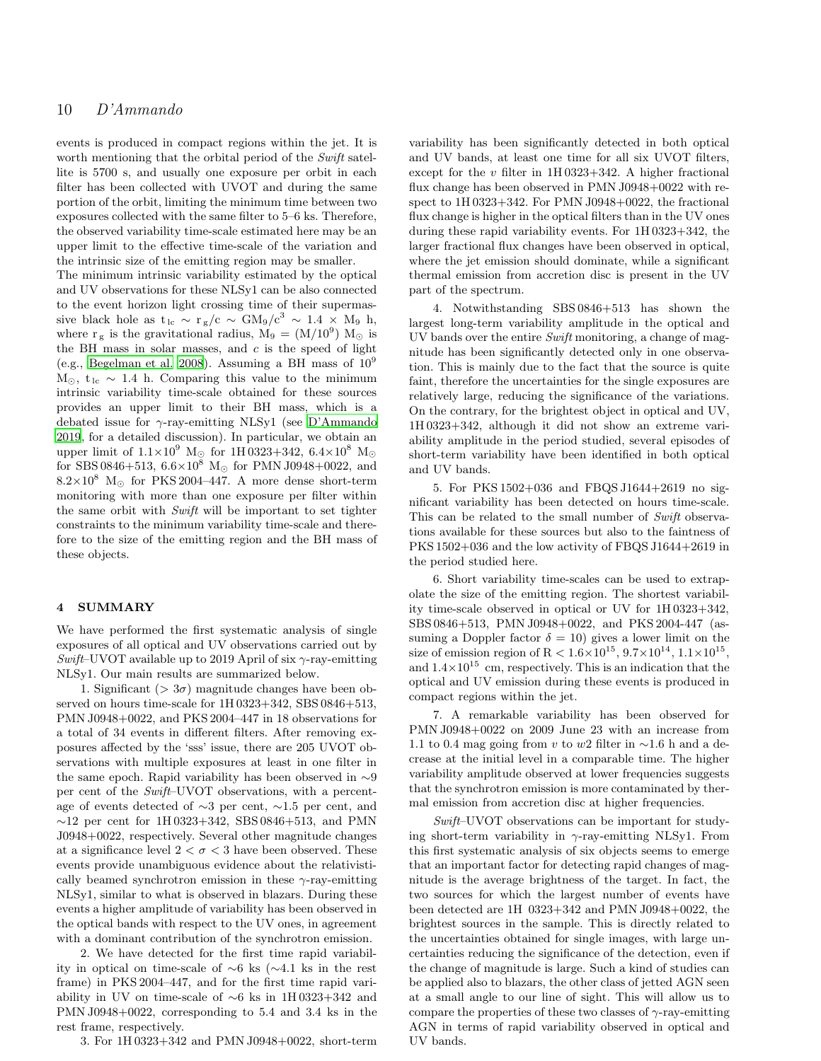events is produced in compact regions within the jet. It is worth mentioning that the orbital period of the *Swift* satellite is 5700 s, and usually one exposure per orbit in each filter has been collected with UVOT and during the same portion of the orbit, limiting the minimum time between two exposures collected with the same filter to 5–6 ks. Therefore, the observed variability time-scale estimated here may be an upper limit to the effective time-scale of the variation and the intrinsic size of the emitting region may be smaller.

The minimum intrinsic variability estimated by the optical and UV observations for these NLSy1 can be also connected to the event horizon light crossing time of their supermassive black hole as $t_{lc} \sim r_g/c \sim GM_9/c^3 \sim 1.4 \times M_9$ h, where $r_g$ is the gravitational radius, $M_9 = (M/10^9)$ $M_\odot$ is the BH mass in solar masses, and $c$ is the speed of light (e.g., Begelman et al. 2008). Assuming a BH mass of $10^9$ $M_\odot$, $t_{lc} \sim 1.4$ h. Comparing this value to the minimum intrinsic variability time-scale obtained for these sources provides an upper limit to their BH mass, which is a debated issue for γ-ray-emitting NLSy1 (see D'Ammando 2019, for a detailed discussion). In particular, we obtain an upper limit of $1.1\times10^9$ $M_\odot$ for 1H 0323+342, $6.4\times10^8$ $M_\odot$ for SBS 0846+513, $6.6\times10^8$ $M_\odot$ for PMN J0948+0022, and $8.2\times10^8$ $M_\odot$ for PKS 2004–447. A more dense short-term monitoring with more than one exposure per filter within the same orbit with *Swift* will be important to set tighter constraints to the minimum variability time-scale and therefore to the size of the emitting region and the BH mass of these objects.

## 4 SUMMARY

We have performed the first systematic analysis of single exposures of all optical and UV observations carried out by *Swift*–UVOT available up to 2019 April of six γ-ray-emitting NLSy1. Our main results are summarized below.

1. Significant ($> 3\sigma$) magnitude changes have been observed on hours time-scale for 1H 0323+342, SBS 0846+513, PMN J0948+0022, and PKS 2004–447 in 18 observations for a total of 34 events in different filters. After removing exposures affected by the 'sss' issue, there are 205 UVOT observations with multiple exposures at least in one filter in the same epoch. Rapid variability has been observed in ∼9 per cent of the *Swift*–UVOT observations, with a percentage of events detected of ∼3 per cent, ∼1.5 per cent, and ∼12 per cent for 1H 0323+342, SBS 0846+513, and PMN J0948+0022, respectively. Several other magnitude changes at a significance level $2 < \sigma < 3$ have been observed. These events provide unambiguous evidence about the relativistically beamed synchrotron emission in these γ-ray-emitting NLSy1, similar to what is observed in blazars. During these events a higher amplitude of variability has been observed in the optical bands with respect to the UV ones, in agreement with a dominant contribution of the synchrotron emission.

2. We have detected for the first time rapid variability in optical on time-scale of ∼6 ks (∼4.1 ks in the rest frame) in PKS 2004–447, and for the first time rapid variability in UV on time-scale of ∼6 ks in 1H 0323+342 and PMN J0948+0022, corresponding to 5.4 and 3.4 ks in the rest frame, respectively.

3. For 1H 0323+342 and PMN J0948+0022, short-term variability has been significantly detected in both optical and UV bands, at least one time for all six UVOT filters, except for the $v$ filter in 1H 0323+342. A higher fractional flux change has been observed in PMN J0948+0022 with respect to 1H 0323+342. For PMN J0948+0022, the fractional flux change is higher in the optical filters than in the UV ones during these rapid variability events. For 1H 0323+342, the larger fractional flux changes have been observed in optical, where the jet emission should dominate, while a significant thermal emission from accretion disc is present in the UV part of the spectrum.

4. Notwithstanding SBS 0846+513 has shown the largest long-term variability amplitude in the optical and UV bands over the entire *Swift* monitoring, a change of magnitude has been significantly detected only in one observation. This is mainly due to the fact that the source is quite faint, therefore the uncertainties for the single exposures are relatively large, reducing the significance of the variations. On the contrary, for the brightest object in optical and UV, 1H 0323+342, although it did not show an extreme variability amplitude in the period studied, several episodes of short-term variability have been identified in both optical and UV bands.

5. For PKS 1502+036 and FBQS J1644+2619 no significant variability has been detected on hours time-scale. This can be related to the small number of *Swift* observations available for these sources but also to the faintness of PKS 1502+036 and the low activity of FBQS J1644+2619 in the period studied here.

6. Short variability time-scales can be used to extrapolate the size of the emitting region. The shortest variability time-scale observed in optical or UV for 1H 0323+342, SBS 0846+513, PMN J0948+0022, and PKS 2004-447 (assuming a Doppler factor $\delta = 10$) gives a lower limit on the size of emission region of $R < 1.6\times10^{15}$, $9.7\times10^{14}$, $1.1\times10^{15}$, and $1.4\times10^{15}$ cm, respectively. This is an indication that the optical and UV emission during these events is produced in compact regions within the jet.

7. A remarkable variability has been observed for PMN J0948+0022 on 2009 June 23 with an increase from 1.1 to 0.4 mag going from $v$ to $w2$ filter in ∼1.6 h and a decrease at the initial level in a comparable time. The higher variability amplitude observed at lower frequencies suggests that the synchrotron emission is more contaminated by thermal emission from accretion disc at higher frequencies.

*Swift*–UVOT observations can be important for studying short-term variability in γ-ray-emitting NLSy1. From this first systematic analysis of six objects seems to emerge that an important factor for detecting rapid changes of magnitude is the average brightness of the target. In fact, the two sources for which the largest number of events have been detected are 1H 0323+342 and PMN J0948+0022, the brightest sources in the sample. This is directly related to the uncertainties obtained for single images, with large uncertainties reducing the significance of the detection, even if the change of magnitude is large. Such a kind of studies can be applied also to blazars, the other class of jetted AGN seen at a small angle to our line of sight. This will allow us to compare the properties of these two classes of γ-ray-emitting AGN in terms of rapid variability observed in optical and UV bands.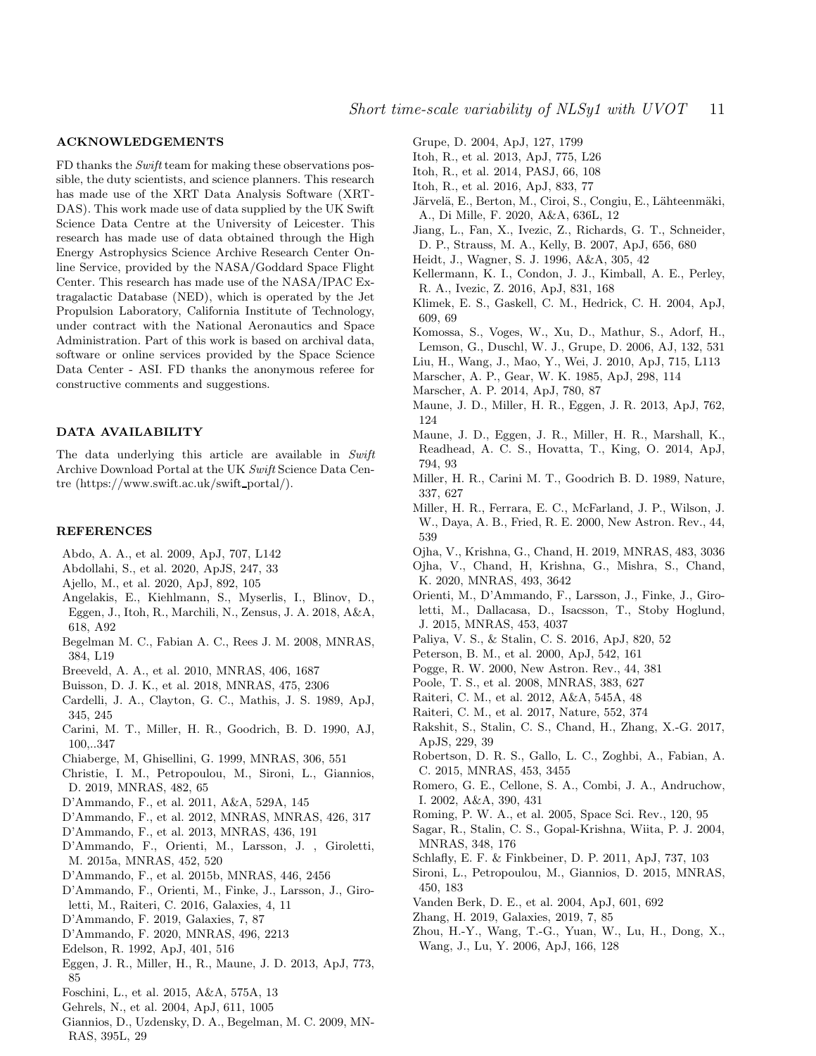## ACKNOWLEDGEMENTS

FD thanks the *Swift* team for making these observations possible, the duty scientists, and science planners. This research has made use of the XRT Data Analysis Software (XRTDAS). This work made use of data supplied by the UK Swift Science Data Centre at the University of Leicester. This research has made use of data obtained through the High Energy Astrophysics Science Archive Research Center Online Service, provided by the NASA/Goddard Space Flight Center. This research has made use of the NASA/IPAC Extragalactic Database (NED), which is operated by the Jet Propulsion Laboratory, California Institute of Technology, under contract with the National Aeronautics and Space Administration. Part of this work is based on archival data, software or online services provided by the Space Science Data Center - ASI. FD thanks the anonymous referee for constructive comments and suggestions.

## DATA AVAILABILITY

The data underlying this article are available in *Swift* Archive Download Portal at the UK *Swift* Science Data Centre (https://www.swift.ac.uk/swift_portal/).

## REFERENCES

Abdo, A. A., et al. 2009, ApJ, 707, L142
Abdollahi, S., et al. 2020, ApJS, 247, 33
Ajello, M., et al. 2020, ApJ, 892, 105
Angelakis, E., Kiehlmann, S., Myserlis, I., Blinov, D., Eggen, J., Itoh, R., Marchili, N., Zensus, J. A. 2018, A&A, 618, A92
Begelman M. C., Fabian A. C., Rees J. M. 2008, MNRAS, 384, L19
Breeveld, A. A., et al. 2010, MNRAS, 406, 1687
Buisson, D. J. K., et al. 2018, MNRAS, 475, 2306
Cardelli, J. A., Clayton, G. C., Mathis, J. S. 1989, ApJ, 345, 245
Carini, M. T., Miller, H. R., Goodrich, B. D. 1990, AJ, 100,..347
Chiaberge, M, Ghisellini, G. 1999, MNRAS, 306, 551
Christie, I. M., Petropoulou, M., Sironi, L., Giannios, D. 2019, MNRAS, 482, 65
D'Ammando, F., et al. 2011, A&A, 529A, 145
D'Ammando, F., et al. 2012, MNRAS, MNRAS, 426, 317
D'Ammando, F., et al. 2013, MNRAS, 436, 191
D'Ammando, F., Orienti, M., Larsson, J. , Giroletti, M. 2015a, MNRAS, 452, 520
D'Ammando, F., et al. 2015b, MNRAS, 446, 2456
D'Ammando, F., Orienti, M., Finke, J., Larsson, J., Giroletti, M., Raiteri, C. 2016, Galaxies, 4, 11
D'Ammando, F. 2019, Galaxies, 7, 87
D'Ammando, F. 2020, MNRAS, 496, 2213
Edelson, R. 1992, ApJ, 401, 516
Eggen, J. R., Miller, H., R., Maune, J. D. 2013, ApJ, 773, 85
Foschini, L., et al. 2015, A&A, 575A, 13
Gehrels, N., et al. 2004, ApJ, 611, 1005
Giannios, D., Uzdensky, D. A., Begelman, M. C. 2009, MNRAS, 395L, 29
Grupe, D. 2004, ApJ, 127, 1799
Itoh, R., et al. 2013, ApJ, 775, L26
Itoh, R., et al. 2014, PASJ, 66, 108
Itoh, R., et al. 2016, ApJ, 833, 77
Järvelä, E., Berton, M., Ciroi, S., Congiu, E., Lähteenmäki, A., Di Mille, F. 2020, A&A, 636L, 12
Jiang, L., Fan, X., Ivezic, Z., Richards, G. T., Schneider, D. P., Strauss, M. A., Kelly, B. 2007, ApJ, 656, 680
Heidt, J., Wagner, S. J. 1996, A&A, 305, 42
Kellermann, K. I., Condon, J. J., Kimball, A. E., Perley, R. A., Ivezic, Z. 2016, ApJ, 831, 168
Klimek, E. S., Gaskell, C. M., Hedrick, C. H. 2004, ApJ, 609, 69
Komossa, S., Voges, W., Xu, D., Mathur, S., Adorf, H., Lemson, G., Duschl, W. J., Grupe, D. 2006, AJ, 132, 531
Liu, H., Wang, J., Mao, Y., Wei, J. 2010, ApJ, 715, L113
Marscher, A. P., Gear, W. K. 1985, ApJ, 298, 114
Marscher, A. P. 2014, ApJ, 780, 87
Maune, J. D., Miller, H. R., Eggen, J. R. 2013, ApJ, 762, 124
Maune, J. D., Eggen, J. R., Miller, H. R., Marshall, K., Readhead, A. C. S., Hovatta, T., King, O. 2014, ApJ, 794, 93
Miller, H. R., Carini M. T., Goodrich B. D. 1989, Nature, 337, 627
Miller, H. R., Ferrara, E. C., McFarland, J. P., Wilson, J. W., Daya, A. B., Fried, R. E. 2000, New Astron. Rev., 44, 539
Ojha, V., Krishna, G., Chand, H. 2019, MNRAS, 483, 3036
Ojha, V., Chand, H, Krishna, G., Mishra, S., Chand, K. 2020, MNRAS, 493, 3642
Orienti, M., D'Ammando, F., Larsson, J., Finke, J., Giroletti, M., Dallacasa, D., Isacsson, T., Stoby Hoglund, J. 2015, MNRAS, 453, 4037
Paliya, V. S., & Stalin, C. S. 2016, ApJ, 820, 52
Peterson, B. M., et al. 2000, ApJ, 542, 161
Pogge, R. W. 2000, New Astron. Rev., 44, 381
Poole, T. S., et al. 2008, MNRAS, 383, 627
Raiteri, C. M., et al. 2012, A&A, 545A, 48
Raiteri, C. M., et al. 2017, Nature, 552, 374
Rakshit, S., Stalin, C. S., Chand, H., Zhang, X.-G. 2017, ApJS, 229, 39
Robertson, D. R. S., Gallo, L. C., Zoghbi, A., Fabian, A. C. 2015, MNRAS, 453, 3455
Romero, G. E., Cellone, S. A., Combi, J. A., Andruchow, I. 2002, A&A, 390, 431
Roming, P. W. A., et al. 2005, Space Sci. Rev., 120, 95
Sagar, R., Stalin, C. S., Gopal-Krishna, Wiita, P. J. 2004, MNRAS, 348, 176
Schlafly, E. F. & Finkbeiner, D. P. 2011, ApJ, 737, 103
Sironi, L., Petropoulou, M., Giannios, D. 2015, MNRAS, 450, 183
Vanden Berk, D. E., et al. 2004, ApJ, 601, 692
Zhang, H. 2019, Galaxies, 2019, 7, 85
Zhou, H.-Y., Wang, T.-G., Yuan, W., Lu, H., Dong, X., Wang, J., Lu, Y. 2006, ApJ, 166, 128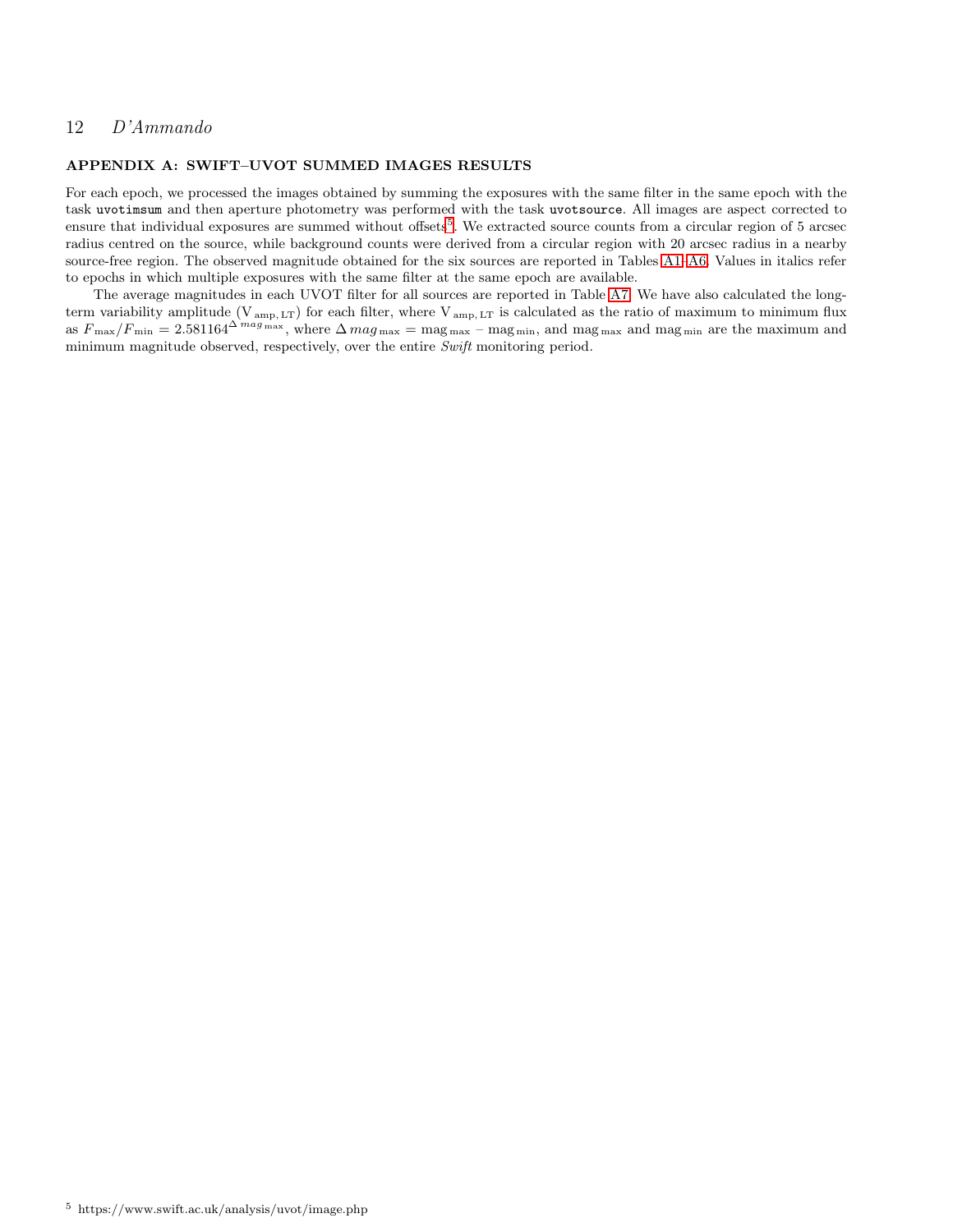## APPENDIX A: SWIFT–UVOT SUMMED IMAGES RESULTS

For each epoch, we processed the images obtained by summing the exposures with the same filter in the same epoch with the task `uvotimsum` and then aperture photometry was performed with the task `uvotsource`. All images are aspect corrected to ensure that individual exposures are summed without offsets[5]. We extracted source counts from a circular region of 5 arcsec radius centred on the source, while background counts were derived from a circular region with 20 arcsec radius in a nearby source-free region. The observed magnitude obtained for the six sources are reported in Tables A1–A6. Values in italics refer to epochs in which multiple exposures with the same filter at the same epoch are available.

The average magnitudes in each UVOT filter for all sources are reported in Table A7. We have also calculated the long-term variability amplitude ($V_{\rm amp,\,LT}$) for each filter, where $V_{\rm amp,\,LT}$ is calculated as the ratio of maximum to minimum flux as $F_{\rm max}/F_{\rm min} = 2.581164^{\Delta\, mag_{\rm max}}$, where $\Delta\, mag_{\rm max} = {\rm mag}_{\rm max} - {\rm mag}_{\rm min}$, and ${\rm mag}_{\rm max}$ and ${\rm mag}_{\rm min}$ are the maximum and minimum magnitude observed, respectively, over the entire *Swift* monitoring period.

[5] https://www.swift.ac.uk/analysis/uvot/image.php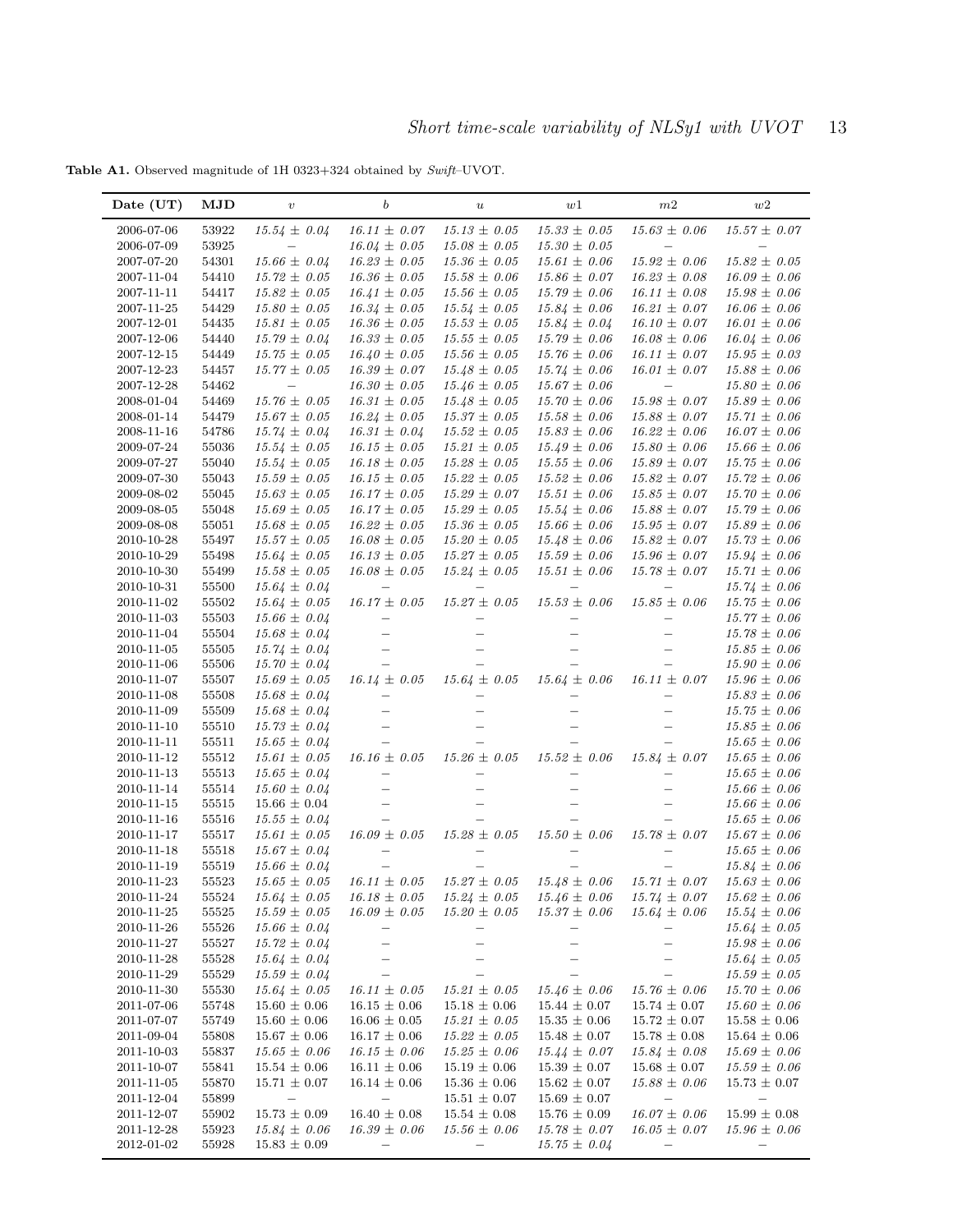**Table A1.** Observed magnitude of 1H 0323+324 obtained by *Swift*–UVOT.

| Date (UT) | MJD | $v$ | $b$ | $u$ | $w1$ | $m2$ | $w2$ |
|---|---|---|---|---|---|---|---|
| 2006-07-06 | 53922 | 15.54 ± 0.04 | 16.11 ± 0.07 | 15.13 ± 0.05 | 15.33 ± 0.05 | 15.63 ± 0.06 | 15.57 ± 0.07 |
| 2006-07-09 | 53925 | – | 16.04 ± 0.05 | 15.08 ± 0.05 | 15.30 ± 0.05 | – | – |
| 2007-07-20 | 54301 | 15.66 ± 0.04 | 16.23 ± 0.05 | 15.36 ± 0.05 | 15.61 ± 0.06 | 15.92 ± 0.06 | 15.82 ± 0.05 |
| 2007-11-04 | 54410 | 15.72 ± 0.05 | 16.36 ± 0.05 | 15.58 ± 0.06 | 15.86 ± 0.07 | 16.23 ± 0.08 | 16.09 ± 0.06 |
| 2007-11-11 | 54417 | 15.82 ± 0.05 | 16.41 ± 0.05 | 15.56 ± 0.05 | 15.79 ± 0.06 | 16.11 ± 0.08 | 15.98 ± 0.06 |
| 2007-11-25 | 54429 | 15.80 ± 0.05 | 16.34 ± 0.05 | 15.54 ± 0.05 | 15.84 ± 0.06 | 16.21 ± 0.07 | 16.06 ± 0.06 |
| 2007-12-01 | 54435 | 15.81 ± 0.05 | 16.36 ± 0.05 | 15.53 ± 0.05 | 15.84 ± 0.04 | 16.10 ± 0.07 | 16.01 ± 0.06 |
| 2007-12-06 | 54440 | 15.79 ± 0.04 | 16.33 ± 0.05 | 15.55 ± 0.05 | 15.79 ± 0.06 | 16.08 ± 0.06 | 16.04 ± 0.06 |
| 2007-12-15 | 54449 | 15.75 ± 0.05 | 16.40 ± 0.05 | 15.56 ± 0.05 | 15.76 ± 0.06 | 16.11 ± 0.07 | 15.95 ± 0.03 |
| 2007-12-23 | 54457 | 15.77 ± 0.05 | 16.39 ± 0.07 | 15.48 ± 0.05 | 15.74 ± 0.06 | 16.01 ± 0.07 | 15.88 ± 0.06 |
| 2007-12-28 | 54462 | – | 16.30 ± 0.05 | 15.46 ± 0.05 | 15.67 ± 0.06 | – | 15.80 ± 0.06 |
| 2008-01-04 | 54469 | 15.76 ± 0.05 | 16.31 ± 0.05 | 15.48 ± 0.05 | 15.70 ± 0.06 | 15.98 ± 0.07 | 15.89 ± 0.06 |
| 2008-01-14 | 54479 | 15.67 ± 0.05 | 16.24 ± 0.05 | 15.37 ± 0.05 | 15.58 ± 0.06 | 15.88 ± 0.07 | 15.71 ± 0.06 |
| 2008-11-16 | 54786 | 15.74 ± 0.04 | 16.31 ± 0.04 | 15.52 ± 0.05 | 15.83 ± 0.06 | 16.22 ± 0.06 | 16.07 ± 0.06 |
| 2009-07-24 | 55036 | 15.54 ± 0.05 | 16.15 ± 0.05 | 15.21 ± 0.05 | 15.49 ± 0.06 | 15.80 ± 0.06 | 15.66 ± 0.06 |
| 2009-07-27 | 55040 | 15.54 ± 0.05 | 16.18 ± 0.05 | 15.28 ± 0.05 | 15.55 ± 0.06 | 15.89 ± 0.07 | 15.75 ± 0.06 |
| 2009-07-30 | 55043 | 15.59 ± 0.05 | 16.15 ± 0.05 | 15.22 ± 0.05 | 15.52 ± 0.06 | 15.82 ± 0.07 | 15.72 ± 0.06 |
| 2009-08-02 | 55045 | 15.63 ± 0.05 | 16.17 ± 0.05 | 15.29 ± 0.07 | 15.51 ± 0.06 | 15.85 ± 0.07 | 15.70 ± 0.06 |
| 2009-08-05 | 55048 | 15.69 ± 0.05 | 16.17 ± 0.05 | 15.29 ± 0.05 | 15.54 ± 0.06 | 15.88 ± 0.07 | 15.79 ± 0.06 |
| 2009-08-08 | 55051 | 15.68 ± 0.05 | 16.22 ± 0.05 | 15.36 ± 0.05 | 15.66 ± 0.06 | 15.95 ± 0.07 | 15.89 ± 0.06 |
| 2010-10-28 | 55497 | 15.57 ± 0.05 | 16.08 ± 0.05 | 15.20 ± 0.05 | 15.48 ± 0.06 | 15.82 ± 0.07 | 15.73 ± 0.06 |
| 2010-10-29 | 55498 | 15.64 ± 0.05 | 16.13 ± 0.05 | 15.27 ± 0.05 | 15.59 ± 0.06 | 15.96 ± 0.07 | 15.94 ± 0.06 |
| 2010-10-30 | 55499 | 15.58 ± 0.05 | 16.08 ± 0.05 | 15.24 ± 0.05 | 15.51 ± 0.06 | 15.78 ± 0.07 | 15.71 ± 0.06 |
| 2010-10-31 | 55500 | 15.64 ± 0.04 | – | – | – | – | 15.74 ± 0.06 |
| 2010-11-02 | 55502 | 15.64 ± 0.05 | 16.17 ± 0.05 | 15.27 ± 0.05 | 15.53 ± 0.06 | 15.85 ± 0.06 | 15.75 ± 0.06 |
| 2010-11-03 | 55503 | 15.66 ± 0.04 | – | – | – | – | 15.77 ± 0.06 |
| 2010-11-04 | 55504 | 15.68 ± 0.04 | – | – | – | – | 15.78 ± 0.06 |
| 2010-11-05 | 55505 | 15.74 ± 0.04 | – | – | – | – | 15.85 ± 0.06 |
| 2010-11-06 | 55506 | 15.70 ± 0.04 | – | – | – | – | 15.90 ± 0.06 |
| 2010-11-07 | 55507 | 15.69 ± 0.05 | 16.14 ± 0.05 | 15.64 ± 0.05 | 15.64 ± 0.06 | 16.11 ± 0.07 | 15.96 ± 0.06 |
| 2010-11-08 | 55508 | 15.68 ± 0.04 | – | – | – | – | 15.83 ± 0.06 |
| 2010-11-09 | 55509 | 15.68 ± 0.04 | – | – | – | – | 15.75 ± 0.06 |
| 2010-11-10 | 55510 | 15.73 ± 0.04 | – | – | – | – | 15.85 ± 0.06 |
| 2010-11-11 | 55511 | 15.65 ± 0.04 | – | – | – | – | 15.65 ± 0.06 |
| 2010-11-12 | 55512 | 15.61 ± 0.05 | 16.16 ± 0.05 | 15.26 ± 0.05 | 15.52 ± 0.06 | 15.84 ± 0.07 | 15.65 ± 0.06 |
| 2010-11-13 | 55513 | 15.65 ± 0.04 | – | – | – | – | 15.65 ± 0.06 |
| 2010-11-14 | 55514 | 15.60 ± 0.04 | – | – | – | – | 15.66 ± 0.06 |
| 2010-11-15 | 55515 | 15.66 ± 0.04 | – | – | – | – | 15.66 ± 0.06 |
| 2010-11-16 | 55516 | 15.55 ± 0.04 | – | – | – | – | 15.65 ± 0.06 |
| 2010-11-17 | 55517 | 15.61 ± 0.05 | 16.09 ± 0.05 | 15.28 ± 0.05 | 15.50 ± 0.06 | 15.78 ± 0.07 | 15.67 ± 0.06 |
| 2010-11-18 | 55518 | 15.67 ± 0.04 | – | – | – | – | 15.65 ± 0.06 |
| 2010-11-19 | 55519 | 15.66 ± 0.04 | – | – | – | – | 15.84 ± 0.06 |
| 2010-11-23 | 55523 | 15.65 ± 0.05 | 16.11 ± 0.05 | 15.27 ± 0.05 | 15.48 ± 0.06 | 15.71 ± 0.07 | 15.63 ± 0.06 |
| 2010-11-24 | 55524 | 15.64 ± 0.05 | 16.18 ± 0.05 | 15.24 ± 0.05 | 15.46 ± 0.06 | 15.74 ± 0.07 | 15.62 ± 0.06 |
| 2010-11-25 | 55525 | 15.59 ± 0.05 | 16.09 ± 0.05 | 15.20 ± 0.05 | 15.37 ± 0.06 | 15.64 ± 0.06 | 15.54 ± 0.06 |
| 2010-11-26 | 55526 | 15.66 ± 0.04 | – | – | – | – | 15.64 ± 0.05 |
| 2010-11-27 | 55527 | 15.72 ± 0.04 | – | – | – | – | 15.98 ± 0.06 |
| 2010-11-28 | 55528 | 15.64 ± 0.04 | – | – | – | – | 15.64 ± 0.05 |
| 2010-11-29 | 55529 | 15.59 ± 0.04 | – | – | – | – | 15.59 ± 0.05 |
| 2010-11-30 | 55530 | 15.64 ± 0.05 | 16.11 ± 0.05 | 15.21 ± 0.05 | 15.46 ± 0.06 | 15.76 ± 0.06 | 15.70 ± 0.06 |
| 2011-07-06 | 55748 | 15.60 ± 0.06 | 16.15 ± 0.06 | 15.18 ± 0.06 | 15.44 ± 0.07 | 15.74 ± 0.07 | 15.60 ± 0.06 |
| 2011-07-07 | 55749 | 15.60 ± 0.06 | 16.06 ± 0.05 | 15.21 ± 0.05 | 15.35 ± 0.06 | 15.72 ± 0.07 | 15.58 ± 0.06 |
| 2011-09-04 | 55808 | 15.67 ± 0.06 | 16.17 ± 0.06 | 15.22 ± 0.05 | 15.48 ± 0.07 | 15.78 ± 0.08 | 15.64 ± 0.06 |
| 2011-10-03 | 55837 | 15.65 ± 0.06 | 16.15 ± 0.06 | 15.25 ± 0.06 | 15.44 ± 0.07 | 15.84 ± 0.08 | 15.69 ± 0.06 |
| 2011-10-07 | 55841 | 15.54 ± 0.06 | 16.11 ± 0.06 | 15.19 ± 0.06 | 15.39 ± 0.07 | 15.68 ± 0.07 | 15.59 ± 0.06 |
| 2011-11-05 | 55870 | 15.71 ± 0.07 | 16.14 ± 0.06 | 15.36 ± 0.06 | 15.62 ± 0.07 | 15.88 ± 0.06 | 15.73 ± 0.07 |
| 2011-12-04 | 55899 | – | – | 15.51 ± 0.07 | 15.69 ± 0.07 | – | – |
| 2011-12-07 | 55902 | 15.73 ± 0.09 | 16.40 ± 0.08 | 15.54 ± 0.08 | 15.76 ± 0.09 | 16.07 ± 0.06 | 15.99 ± 0.08 |
| 2011-12-28 | 55923 | 15.84 ± 0.06 | 16.39 ± 0.06 | 15.56 ± 0.06 | 15.78 ± 0.07 | 16.05 ± 0.07 | 15.96 ± 0.06 |
| 2012-01-02 | 55928 | 15.83 ± 0.09 | – | – | 15.75 ± 0.04 | – | – |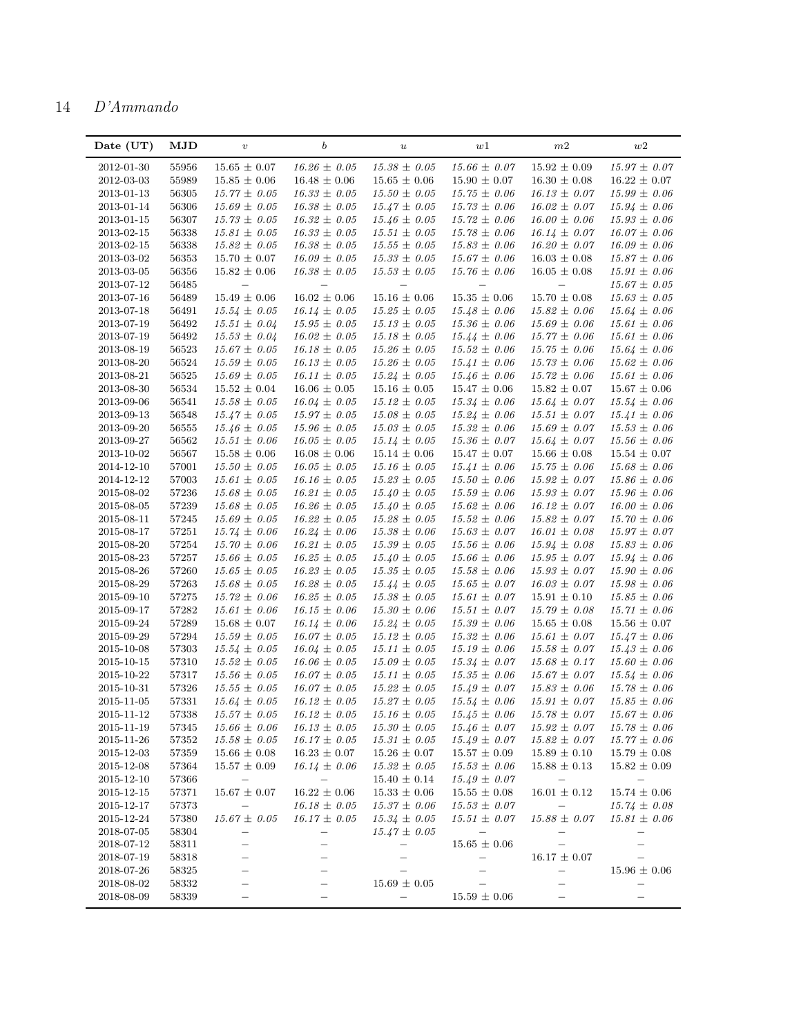| Date (UT) | MJD | $v$ | $b$ | $u$ | $w1$ | $m2$ | $w2$ |
|---|---|---|---|---|---|---|---|
| 2012-01-30 | 55956 | 15.65 ± 0.07 | *16.26 ± 0.05* | *15.38 ± 0.05* | *15.66 ± 0.07* | 15.92 ± 0.09 | *15.97 ± 0.07* |
| 2012-03-03 | 55989 | 15.85 ± 0.06 | 16.48 ± 0.06 | 15.65 ± 0.06 | 15.90 ± 0.07 | 16.30 ± 0.08 | 16.22 ± 0.07 |
| 2013-01-13 | 56305 | *15.77 ± 0.05* | *16.33 ± 0.05* | *15.50 ± 0.05* | *15.75 ± 0.06* | *16.13 ± 0.07* | *15.99 ± 0.06* |
| 2013-01-14 | 56306 | *15.69 ± 0.05* | *16.38 ± 0.05* | *15.47 ± 0.05* | *15.73 ± 0.06* | *16.02 ± 0.07* | *15.94 ± 0.06* |
| 2013-01-15 | 56307 | *15.73 ± 0.05* | *16.32 ± 0.05* | *15.46 ± 0.05* | *15.72 ± 0.06* | *16.00 ± 0.06* | *15.93 ± 0.06* |
| 2013-02-15 | 56338 | *15.81 ± 0.05* | *16.33 ± 0.05* | *15.51 ± 0.05* | *15.78 ± 0.06* | *16.14 ± 0.07* | *16.07 ± 0.06* |
| 2013-02-15 | 56338 | *15.82 ± 0.05* | *16.38 ± 0.05* | *15.55 ± 0.05* | *15.83 ± 0.06* | *16.20 ± 0.07* | *16.09 ± 0.06* |
| 2013-03-02 | 56353 | 15.70 ± 0.07 | *16.09 ± 0.05* | *15.33 ± 0.05* | *15.67 ± 0.06* | 16.03 ± 0.08 | *15.87 ± 0.06* |
| 2013-03-05 | 56356 | 15.82 ± 0.06 | *16.38 ± 0.05* | *15.53 ± 0.05* | *15.76 ± 0.06* | 16.05 ± 0.08 | *15.91 ± 0.06* |
| 2013-07-12 | 56485 | – | – | – | – | – | *15.67 ± 0.05* |
| 2013-07-16 | 56489 | 15.49 ± 0.06 | 16.02 ± 0.06 | 15.16 ± 0.06 | 15.35 ± 0.06 | 15.70 ± 0.08 | *15.63 ± 0.05* |
| 2013-07-18 | 56491 | *15.54 ± 0.05* | *16.14 ± 0.05* | *15.25 ± 0.05* | *15.48 ± 0.06* | *15.82 ± 0.06* | *15.64 ± 0.06* |
| 2013-07-19 | 56492 | *15.51 ± 0.04* | *15.95 ± 0.05* | *15.13 ± 0.05* | *15.36 ± 0.06* | *15.69 ± 0.06* | *15.61 ± 0.06* |
| 2013-07-19 | 56492 | *15.53 ± 0.04* | *16.02 ± 0.05* | *15.18 ± 0.05* | *15.44 ± 0.06* | *15.77 ± 0.06* | *15.61 ± 0.06* |
| 2013-08-19 | 56523 | *15.67 ± 0.05* | *16.18 ± 0.05* | *15.26 ± 0.05* | *15.52 ± 0.06* | *15.75 ± 0.06* | *15.64 ± 0.06* |
| 2013-08-20 | 56524 | *15.59 ± 0.05* | *16.13 ± 0.05* | *15.26 ± 0.05* | *15.41 ± 0.06* | *15.73 ± 0.06* | *15.62 ± 0.06* |
| 2013-08-21 | 56525 | *15.69 ± 0.05* | *16.11 ± 0.05* | *15.24 ± 0.05* | *15.46 ± 0.06* | *15.72 ± 0.06* | *15.61 ± 0.06* |
| 2013-08-30 | 56534 | 15.52 ± 0.04 | 16.06 ± 0.05 | 15.16 ± 0.05 | 15.47 ± 0.06 | 15.82 ± 0.07 | 15.67 ± 0.06 |
| 2013-09-06 | 56541 | *15.58 ± 0.05* | *16.04 ± 0.05* | *15.12 ± 0.05* | *15.34 ± 0.06* | *15.64 ± 0.07* | *15.54 ± 0.06* |
| 2013-09-13 | 56548 | *15.47 ± 0.05* | *15.97 ± 0.05* | *15.08 ± 0.05* | *15.24 ± 0.06* | *15.51 ± 0.07* | *15.41 ± 0.06* |
| 2013-09-20 | 56555 | *15.46 ± 0.05* | *15.96 ± 0.05* | *15.03 ± 0.05* | *15.32 ± 0.06* | *15.69 ± 0.07* | *15.53 ± 0.06* |
| 2013-09-27 | 56562 | *15.51 ± 0.06* | *16.05 ± 0.05* | *15.14 ± 0.05* | *15.36 ± 0.07* | *15.64 ± 0.07* | *15.56 ± 0.06* |
| 2013-10-02 | 56567 | 15.58 ± 0.06 | 16.08 ± 0.06 | 15.14 ± 0.06 | 15.47 ± 0.07 | 15.66 ± 0.08 | 15.54 ± 0.07 |
| 2014-12-10 | 57001 | *15.50 ± 0.05* | *16.05 ± 0.05* | *15.16 ± 0.05* | *15.41 ± 0.06* | *15.75 ± 0.06* | *15.68 ± 0.06* |
| 2014-12-12 | 57003 | *15.61 ± 0.05* | *16.16 ± 0.05* | *15.23 ± 0.05* | *15.50 ± 0.06* | *15.92 ± 0.07* | *15.86 ± 0.06* |
| 2015-08-02 | 57236 | *15.68 ± 0.05* | *16.21 ± 0.05* | *15.40 ± 0.05* | *15.59 ± 0.06* | *15.93 ± 0.07* | *15.96 ± 0.06* |
| 2015-08-05 | 57239 | *15.68 ± 0.05* | *16.26 ± 0.05* | *15.40 ± 0.05* | *15.62 ± 0.06* | *16.12 ± 0.07* | *16.00 ± 0.06* |
| 2015-08-11 | 57245 | *15.69 ± 0.05* | *16.22 ± 0.05* | *15.28 ± 0.05* | *15.52 ± 0.06* | *15.82 ± 0.07* | *15.70 ± 0.06* |
| 2015-08-17 | 57251 | *15.74 ± 0.06* | *16.24 ± 0.06* | *15.38 ± 0.06* | *15.63 ± 0.07* | *16.01 ± 0.08* | *15.97 ± 0.07* |
| 2015-08-20 | 57254 | *15.70 ± 0.06* | *16.21 ± 0.05* | *15.39 ± 0.05* | *15.56 ± 0.06* | *15.94 ± 0.08* | *15.83 ± 0.06* |
| 2015-08-23 | 57257 | *15.66 ± 0.05* | *16.25 ± 0.05* | *15.40 ± 0.05* | *15.66 ± 0.06* | *15.95 ± 0.07* | *15.94 ± 0.06* |
| 2015-08-26 | 57260 | *15.65 ± 0.05* | *16.23 ± 0.05* | *15.35 ± 0.05* | *15.58 ± 0.06* | *15.93 ± 0.07* | *15.90 ± 0.06* |
| 2015-08-29 | 57263 | *15.68 ± 0.05* | *16.28 ± 0.05* | *15.44 ± 0.05* | *15.65 ± 0.07* | *16.03 ± 0.07* | *15.98 ± 0.06* |
| 2015-09-10 | 57275 | *15.72 ± 0.06* | *16.25 ± 0.05* | *15.38 ± 0.05* | *15.61 ± 0.07* | 15.91 ± 0.10 | *15.85 ± 0.06* |
| 2015-09-17 | 57282 | *15.61 ± 0.06* | *16.15 ± 0.06* | *15.30 ± 0.06* | *15.51 ± 0.07* | *15.79 ± 0.08* | *15.71 ± 0.06* |
| 2015-09-24 | 57289 | 15.68 ± 0.07 | *16.14 ± 0.06* | *15.24 ± 0.05* | *15.39 ± 0.06* | 15.65 ± 0.08 | 15.56 ± 0.07 |
| 2015-09-29 | 57294 | *15.59 ± 0.05* | *16.07 ± 0.05* | *15.12 ± 0.05* | *15.32 ± 0.06* | *15.61 ± 0.07* | *15.47 ± 0.06* |
| 2015-10-08 | 57303 | *15.54 ± 0.05* | *16.04 ± 0.05* | *15.11 ± 0.05* | *15.19 ± 0.06* | *15.58 ± 0.07* | *15.43 ± 0.06* |
| 2015-10-15 | 57310 | *15.52 ± 0.05* | *16.06 ± 0.05* | *15.09 ± 0.05* | *15.34 ± 0.07* | *15.68 ± 0.17* | *15.60 ± 0.06* |
| 2015-10-22 | 57317 | *15.56 ± 0.05* | *16.07 ± 0.05* | *15.11 ± 0.05* | *15.35 ± 0.06* | *15.67 ± 0.07* | *15.54 ± 0.06* |
| 2015-10-31 | 57326 | *15.55 ± 0.05* | *16.07 ± 0.05* | *15.22 ± 0.05* | *15.49 ± 0.07* | *15.83 ± 0.06* | *15.78 ± 0.06* |
| 2015-11-05 | 57331 | *15.64 ± 0.05* | *16.12 ± 0.05* | *15.27 ± 0.05* | *15.54 ± 0.06* | *15.91 ± 0.07* | *15.85 ± 0.06* |
| 2015-11-12 | 57338 | *15.57 ± 0.05* | *16.12 ± 0.05* | *15.16 ± 0.05* | *15.45 ± 0.06* | *15.78 ± 0.07* | *15.67 ± 0.06* |
| 2015-11-19 | 57345 | *15.66 ± 0.06* | *16.13 ± 0.05* | *15.30 ± 0.05* | *15.46 ± 0.07* | *15.92 ± 0.07* | *15.78 ± 0.06* |
| 2015-11-26 | 57352 | *15.58 ± 0.05* | *16.17 ± 0.05* | *15.31 ± 0.05* | *15.49 ± 0.07* | *15.82 ± 0.07* | *15.77 ± 0.06* |
| 2015-12-03 | 57359 | 15.66 ± 0.08 | 16.23 ± 0.07 | 15.26 ± 0.07 | 15.57 ± 0.09 | 15.89 ± 0.10 | 15.79 ± 0.08 |
| 2015-12-08 | 57364 | 15.57 ± 0.09 | *16.14 ± 0.06* | *15.32 ± 0.05* | *15.53 ± 0.06* | 15.88 ± 0.13 | 15.82 ± 0.09 |
| 2015-12-10 | 57366 | – | – | 15.40 ± 0.14 | *15.49 ± 0.07* | – | – |
| 2015-12-15 | 57371 | 15.67 ± 0.07 | 16.22 ± 0.06 | 15.33 ± 0.06 | 15.55 ± 0.08 | 16.01 ± 0.12 | 15.74 ± 0.06 |
| 2015-12-17 | 57373 | – | *16.18 ± 0.05* | *15.37 ± 0.06* | *15.53 ± 0.07* | – | *15.74 ± 0.08* |
| 2015-12-24 | 57380 | *15.67 ± 0.05* | *16.17 ± 0.05* | *15.34 ± 0.05* | *15.51 ± 0.07* | *15.88 ± 0.07* | *15.81 ± 0.06* |
| 2018-07-05 | 58304 | – | – | *15.47 ± 0.05* | – | – | – |
| 2018-07-12 | 58311 | – | – | – | 15.65 ± 0.06 | – | – |
| 2018-07-19 | 58318 | – | – | – | – | 16.17 ± 0.07 | – |
| 2018-07-26 | 58325 | – | – | – | – | – | 15.96 ± 0.06 |
| 2018-08-02 | 58332 | – | – | 15.69 ± 0.05 | – | – | – |
| 2018-08-09 | 58339 | – | – | – | 15.59 ± 0.06 | – | – |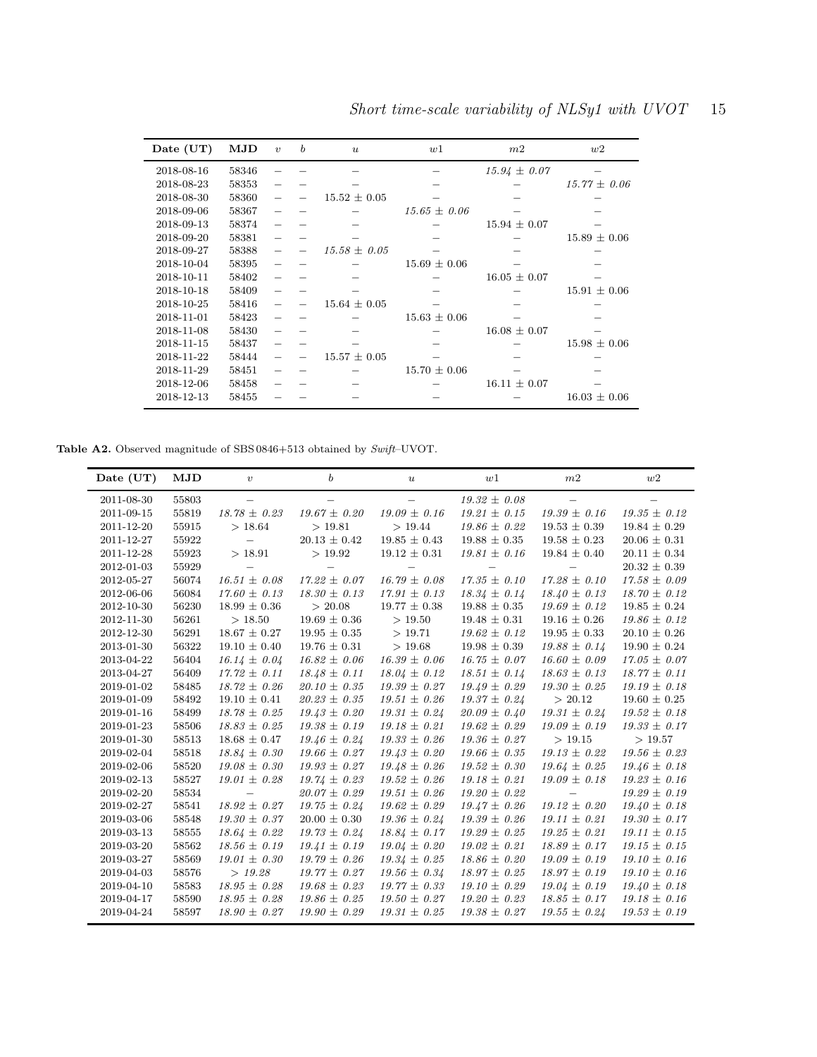| Date (UT) | MJD | $v$ | $b$ | $u$ | $w1$ | $m2$ | $w2$ |
|---|---|---|---|---|---|---|---|
| 2018-08-16 | 58346 | – | – | – | – | *15.94 ± 0.07* | – |
| 2018-08-23 | 58353 | – | – | – | – | – | *15.77 ± 0.06* |
| 2018-08-30 | 58360 | – | – | 15.52 ± 0.05 | – | – | – |
| 2018-09-06 | 58367 | – | – | – | *15.65 ± 0.06* | – | – |
| 2018-09-13 | 58374 | – | – | – | – | 15.94 ± 0.07 | – |
| 2018-09-20 | 58381 | – | – | – | – | – | 15.89 ± 0.06 |
| 2018-09-27 | 58388 | – | – | *15.58 ± 0.05* | – | – | – |
| 2018-10-04 | 58395 | – | – | – | 15.69 ± 0.06 | – | – |
| 2018-10-11 | 58402 | – | – | – | – | 16.05 ± 0.07 | – |
| 2018-10-18 | 58409 | – | – | – | – | – | 15.91 ± 0.06 |
| 2018-10-25 | 58416 | – | – | 15.64 ± 0.05 | – | – | – |
| 2018-11-01 | 58423 | – | – | – | 15.63 ± 0.06 | – | – |
| 2018-11-08 | 58430 | – | – | – | – | 16.08 ± 0.07 | – |
| 2018-11-15 | 58437 | – | – | – | – | – | 15.98 ± 0.06 |
| 2018-11-22 | 58444 | – | – | 15.57 ± 0.05 | – | – | – |
| 2018-11-29 | 58451 | – | – | – | 15.70 ± 0.06 | – | – |
| 2018-12-06 | 58458 | – | – | – | – | 16.11 ± 0.07 | – |
| 2018-12-13 | 58455 | – | – | – | – | – | 16.03 ± 0.06 |

**Table A2.** Observed magnitude of SBS 0846+513 obtained by *Swift*–UVOT.

| Date (UT) | MJD | $v$ | $b$ | $u$ | $w1$ | $m2$ | $w2$ |
|---|---|---|---|---|---|---|---|
| 2011-08-30 | 55803 | – | – | – | *19.32 ± 0.08* | – | – |
| 2011-09-15 | 55819 | *18.78 ± 0.23* | *19.67 ± 0.20* | *19.09 ± 0.16* | *19.21 ± 0.15* | *19.39 ± 0.16* | *19.35 ± 0.12* |
| 2011-12-20 | 55915 | > 18.64 | > 19.81 | > 19.44 | *19.86 ± 0.22* | 19.53 ± 0.39 | 19.84 ± 0.29 |
| 2011-12-27 | 55922 | – | 20.13 ± 0.42 | 19.85 ± 0.43 | 19.88 ± 0.35 | 19.58 ± 0.23 | 20.06 ± 0.31 |
| 2011-12-28 | 55923 | > 18.91 | > 19.92 | 19.12 ± 0.31 | *19.81 ± 0.16* | 19.84 ± 0.40 | 20.11 ± 0.34 |
| 2012-01-03 | 55929 | – | – | – | – | – | 20.32 ± 0.39 |
| 2012-05-27 | 56074 | *16.51 ± 0.08* | *17.22 ± 0.07* | *16.79 ± 0.08* | *17.35 ± 0.10* | *17.28 ± 0.10* | *17.58 ± 0.09* |
| 2012-06-06 | 56084 | *17.60 ± 0.13* | *18.30 ± 0.13* | *17.91 ± 0.13* | *18.34 ± 0.14* | *18.40 ± 0.13* | *18.70 ± 0.12* |
| 2012-10-30 | 56230 | 18.99 ± 0.36 | > 20.08 | 19.77 ± 0.38 | 19.88 ± 0.35 | *19.69 ± 0.12* | 19.85 ± 0.24 |
| 2012-11-30 | 56261 | > 18.50 | 19.69 ± 0.36 | > 19.50 | 19.48 ± 0.31 | 19.16 ± 0.26 | *19.86 ± 0.12* |
| 2012-12-30 | 56291 | 18.67 ± 0.27 | 19.95 ± 0.35 | > 19.71 | *19.62 ± 0.12* | 19.95 ± 0.33 | 20.10 ± 0.26 |
| 2013-01-30 | 56322 | 19.10 ± 0.40 | 19.76 ± 0.31 | > 19.68 | 19.98 ± 0.39 | *19.88 ± 0.14* | 19.90 ± 0.24 |
| 2013-04-22 | 56404 | *16.14 ± 0.04* | *16.82 ± 0.06* | *16.39 ± 0.06* | *16.75 ± 0.07* | *16.60 ± 0.09* | *17.05 ± 0.07* |
| 2013-04-27 | 56409 | *17.72 ± 0.11* | *18.48 ± 0.11* | *18.04 ± 0.12* | *18.51 ± 0.14* | *18.63 ± 0.13* | *18.77 ± 0.11* |
| 2019-01-02 | 58485 | *18.72 ± 0.26* | *20.10 ± 0.35* | *19.39 ± 0.27* | *19.49 ± 0.29* | *19.30 ± 0.25* | *19.19 ± 0.18* |
| 2019-01-09 | 58492 | 19.10 ± 0.41 | *20.23 ± 0.35* | *19.51 ± 0.26* | *19.37 ± 0.24* | > 20.12 | 19.60 ± 0.25 |
| 2019-01-16 | 58499 | *18.78 ± 0.25* | *19.43 ± 0.20* | *19.31 ± 0.24* | *20.09 ± 0.40* | *19.31 ± 0.24* | *19.52 ± 0.18* |
| 2019-01-23 | 58506 | *18.83 ± 0.25* | *19.38 ± 0.19* | *19.18 ± 0.21* | *19.62 ± 0.29* | *19.09 ± 0.19* | *19.33 ± 0.17* |
| 2019-01-30 | 58513 | 18.68 ± 0.47 | *19.46 ± 0.24* | *19.33 ± 0.26* | *19.36 ± 0.27* | > 19.15 | > 19.57 |
| 2019-02-04 | 58518 | *18.84 ± 0.30* | *19.66 ± 0.27* | *19.43 ± 0.20* | *19.66 ± 0.35* | *19.13 ± 0.22* | *19.56 ± 0.23* |
| 2019-02-06 | 58520 | *19.08 ± 0.30* | *19.93 ± 0.27* | *19.48 ± 0.26* | *19.52 ± 0.30* | *19.64 ± 0.25* | *19.46 ± 0.18* |
| 2019-02-13 | 58527 | *19.01 ± 0.28* | *19.74 ± 0.23* | *19.52 ± 0.26* | *19.18 ± 0.21* | *19.09 ± 0.18* | *19.23 ± 0.16* |
| 2019-02-20 | 58534 | – | *20.07 ± 0.29* | *19.51 ± 0.26* | *19.20 ± 0.22* | – | *19.29 ± 0.19* |
| 2019-02-27 | 58541 | *18.92 ± 0.27* | *19.75 ± 0.24* | *19.62 ± 0.29* | *19.47 ± 0.26* | *19.12 ± 0.20* | *19.40 ± 0.18* |
| 2019-03-06 | 58548 | *19.30 ± 0.37* | 20.00 ± 0.30 | *19.36 ± 0.24* | *19.39 ± 0.26* | *19.11 ± 0.21* | *19.30 ± 0.17* |
| 2019-03-13 | 58555 | *18.64 ± 0.22* | *19.73 ± 0.24* | *18.84 ± 0.17* | *19.29 ± 0.25* | *19.25 ± 0.21* | *19.11 ± 0.15* |
| 2019-03-20 | 58562 | *18.56 ± 0.19* | *19.41 ± 0.19* | *19.04 ± 0.20* | *19.02 ± 0.21* | *18.89 ± 0.17* | *19.15 ± 0.15* |
| 2019-03-27 | 58569 | *19.01 ± 0.30* | *19.79 ± 0.26* | *19.34 ± 0.25* | *18.86 ± 0.20* | *19.09 ± 0.19* | *19.10 ± 0.16* |
| 2019-04-03 | 58576 | *> 19.28* | *19.77 ± 0.27* | *19.56 ± 0.34* | *18.97 ± 0.25* | *18.97 ± 0.19* | *19.10 ± 0.16* |
| 2019-04-10 | 58583 | *18.95 ± 0.28* | *19.68 ± 0.23* | *19.77 ± 0.33* | *19.10 ± 0.29* | *19.04 ± 0.19* | *19.40 ± 0.18* |
| 2019-04-17 | 58590 | *18.95 ± 0.28* | *19.86 ± 0.25* | *19.50 ± 0.27* | *19.20 ± 0.23* | *18.85 ± 0.17* | *19.18 ± 0.16* |
| 2019-04-24 | 58597 | *18.90 ± 0.27* | *19.90 ± 0.29* | *19.31 ± 0.25* | *19.38 ± 0.27* | *19.55 ± 0.24* | *19.53 ± 0.19* |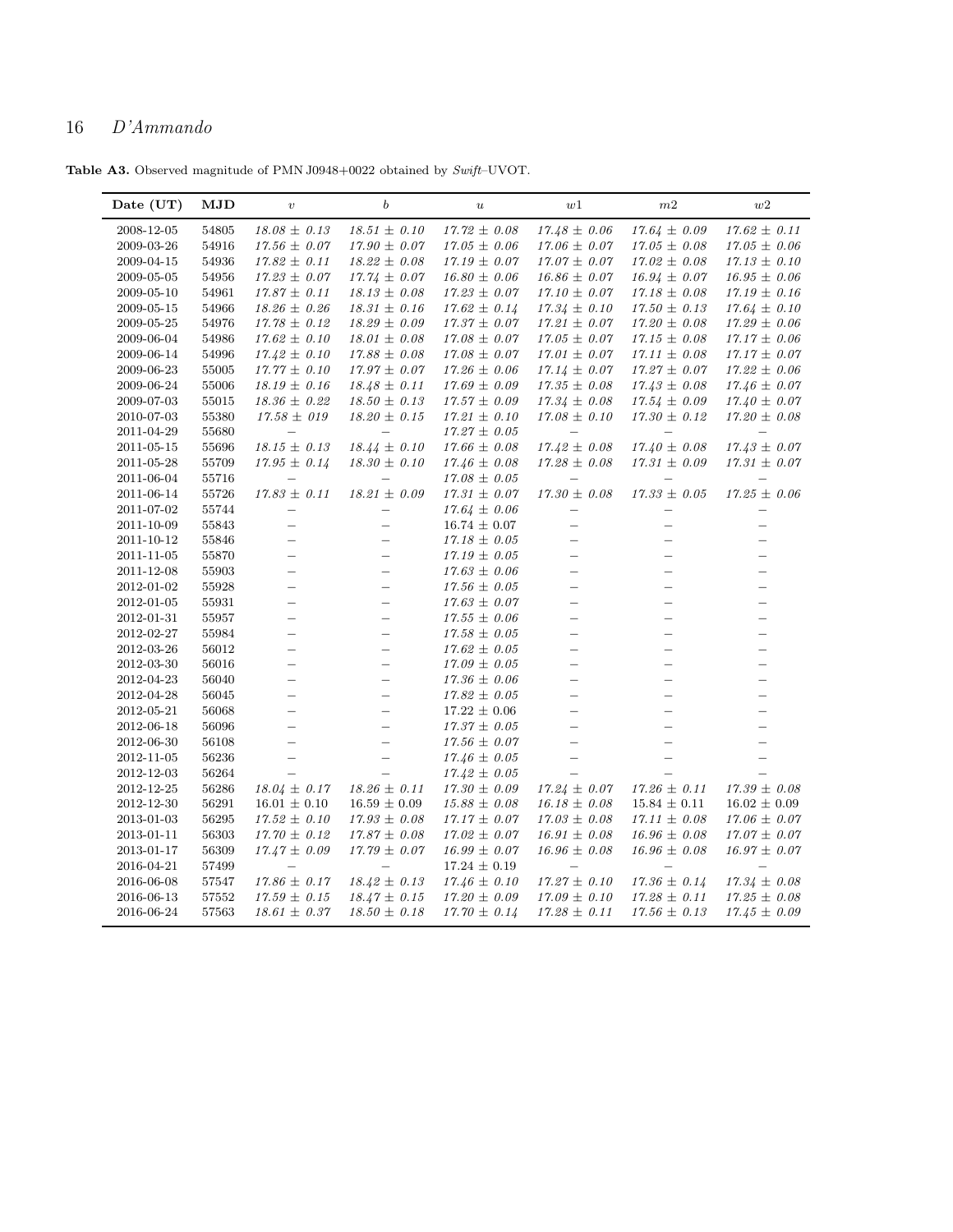**Table A3.** Observed magnitude of PMN J0948+0022 obtained by *Swift*–UVOT.

| Date (UT) | MJD | $v$ | $b$ | $u$ | $w1$ | $m2$ | $w2$ |
|---|---|---|---|---|---|---|---|
| 2008-12-05 | 54805 | 18.08 ± 0.13 | 18.51 ± 0.10 | 17.72 ± 0.08 | 17.48 ± 0.06 | 17.64 ± 0.09 | 17.62 ± 0.11 |
| 2009-03-26 | 54916 | 17.56 ± 0.07 | 17.90 ± 0.07 | 17.05 ± 0.06 | 17.06 ± 0.07 | 17.05 ± 0.08 | 17.05 ± 0.06 |
| 2009-04-15 | 54936 | 17.82 ± 0.11 | 18.22 ± 0.08 | 17.19 ± 0.07 | 17.07 ± 0.07 | 17.02 ± 0.08 | 17.13 ± 0.10 |
| 2009-05-05 | 54956 | 17.23 ± 0.07 | 17.74 ± 0.07 | 16.80 ± 0.06 | 16.86 ± 0.07 | 16.94 ± 0.07 | 16.95 ± 0.06 |
| 2009-05-10 | 54961 | 17.87 ± 0.11 | 18.13 ± 0.08 | 17.23 ± 0.07 | 17.10 ± 0.07 | 17.18 ± 0.08 | 17.19 ± 0.16 |
| 2009-05-15 | 54966 | 18.26 ± 0.26 | 18.31 ± 0.16 | 17.62 ± 0.14 | 17.34 ± 0.10 | 17.50 ± 0.13 | 17.64 ± 0.10 |
| 2009-05-25 | 54976 | 17.78 ± 0.12 | 18.29 ± 0.09 | 17.37 ± 0.07 | 17.21 ± 0.07 | 17.20 ± 0.08 | 17.29 ± 0.06 |
| 2009-06-04 | 54986 | 17.62 ± 0.10 | 18.01 ± 0.08 | 17.08 ± 0.07 | 17.05 ± 0.07 | 17.15 ± 0.08 | 17.17 ± 0.06 |
| 2009-06-14 | 54996 | 17.42 ± 0.10 | 17.88 ± 0.08 | 17.08 ± 0.07 | 17.01 ± 0.07 | 17.11 ± 0.08 | 17.17 ± 0.07 |
| 2009-06-23 | 55005 | 17.77 ± 0.10 | 17.97 ± 0.07 | 17.26 ± 0.06 | 17.14 ± 0.07 | 17.27 ± 0.07 | 17.22 ± 0.06 |
| 2009-06-24 | 55006 | 18.19 ± 0.16 | 18.48 ± 0.11 | 17.69 ± 0.09 | 17.35 ± 0.08 | 17.43 ± 0.08 | 17.46 ± 0.07 |
| 2009-07-03 | 55015 | 18.36 ± 0.22 | 18.50 ± 0.13 | 17.57 ± 0.09 | 17.34 ± 0.08 | 17.54 ± 0.09 | 17.40 ± 0.07 |
| 2010-07-03 | 55380 | 17.58 ± 019 | 18.20 ± 0.15 | 17.21 ± 0.10 | 17.08 ± 0.10 | 17.30 ± 0.12 | 17.20 ± 0.08 |
| 2011-04-29 | 55680 | – | – | 17.27 ± 0.05 | – | – | – |
| 2011-05-15 | 55696 | 18.15 ± 0.13 | 18.44 ± 0.10 | 17.66 ± 0.08 | 17.42 ± 0.08 | 17.40 ± 0.08 | 17.43 ± 0.07 |
| 2011-05-28 | 55709 | 17.95 ± 0.14 | 18.30 ± 0.10 | 17.46 ± 0.08 | 17.28 ± 0.08 | 17.31 ± 0.09 | 17.31 ± 0.07 |
| 2011-06-04 | 55716 | – | – | 17.08 ± 0.05 | – | – | – |
| 2011-06-14 | 55726 | 17.83 ± 0.11 | 18.21 ± 0.09 | 17.31 ± 0.07 | 17.30 ± 0.08 | 17.33 ± 0.05 | 17.25 ± 0.06 |
| 2011-07-02 | 55744 | – | – | 17.64 ± 0.06 | – | – | – |
| 2011-10-09 | 55843 | – | – | 16.74 ± 0.07 | – | – | – |
| 2011-10-12 | 55846 | – | – | 17.18 ± 0.05 | – | – | – |
| 2011-11-05 | 55870 | – | – | 17.19 ± 0.05 | – | – | – |
| 2011-12-08 | 55903 | – | – | 17.63 ± 0.06 | – | – | – |
| 2012-01-02 | 55928 | – | – | 17.56 ± 0.05 | – | – | – |
| 2012-01-05 | 55931 | – | – | 17.63 ± 0.07 | – | – | – |
| 2012-01-31 | 55957 | – | – | 17.55 ± 0.06 | – | – | – |
| 2012-02-27 | 55984 | – | – | 17.58 ± 0.05 | – | – | – |
| 2012-03-26 | 56012 | – | – | 17.62 ± 0.05 | – | – | – |
| 2012-03-30 | 56016 | – | – | 17.09 ± 0.05 | – | – | – |
| 2012-04-23 | 56040 | – | – | 17.36 ± 0.06 | – | – | – |
| 2012-04-28 | 56045 | – | – | 17.82 ± 0.05 | – | – | – |
| 2012-05-21 | 56068 | – | – | 17.22 ± 0.06 | – | – | – |
| 2012-06-18 | 56096 | – | – | 17.37 ± 0.05 | – | – | – |
| 2012-06-30 | 56108 | – | – | 17.56 ± 0.07 | – | – | – |
| 2012-11-05 | 56236 | – | – | 17.46 ± 0.05 | – | – | – |
| 2012-12-03 | 56264 | – | – | 17.42 ± 0.05 | – | – | – |
| 2012-12-25 | 56286 | 18.04 ± 0.17 | 18.26 ± 0.11 | 17.30 ± 0.09 | 17.24 ± 0.07 | 17.26 ± 0.11 | 17.39 ± 0.08 |
| 2012-12-30 | 56291 | 16.01 ± 0.10 | 16.59 ± 0.09 | 15.88 ± 0.08 | 16.18 ± 0.08 | 15.84 ± 0.11 | 16.02 ± 0.09 |
| 2013-01-03 | 56295 | 17.52 ± 0.10 | 17.93 ± 0.08 | 17.17 ± 0.07 | 17.03 ± 0.08 | 17.11 ± 0.08 | 17.06 ± 0.07 |
| 2013-01-11 | 56303 | 17.70 ± 0.12 | 17.87 ± 0.08 | 17.02 ± 0.07 | 16.91 ± 0.08 | 16.96 ± 0.08 | 17.07 ± 0.07 |
| 2013-01-17 | 56309 | 17.47 ± 0.09 | 17.79 ± 0.07 | 16.99 ± 0.07 | 16.96 ± 0.08 | 16.96 ± 0.08 | 16.97 ± 0.07 |
| 2016-04-21 | 57499 | – | – | 17.24 ± 0.19 | – | – | – |
| 2016-06-08 | 57547 | 17.86 ± 0.17 | 18.42 ± 0.13 | 17.46 ± 0.10 | 17.27 ± 0.10 | 17.36 ± 0.14 | 17.34 ± 0.08 |
| 2016-06-13 | 57552 | 17.59 ± 0.15 | 18.47 ± 0.15 | 17.20 ± 0.09 | 17.09 ± 0.10 | 17.28 ± 0.11 | 17.25 ± 0.08 |
| 2016-06-24 | 57563 | 18.61 ± 0.37 | 18.50 ± 0.18 | 17.70 ± 0.14 | 17.28 ± 0.11 | 17.56 ± 0.13 | 17.45 ± 0.09 |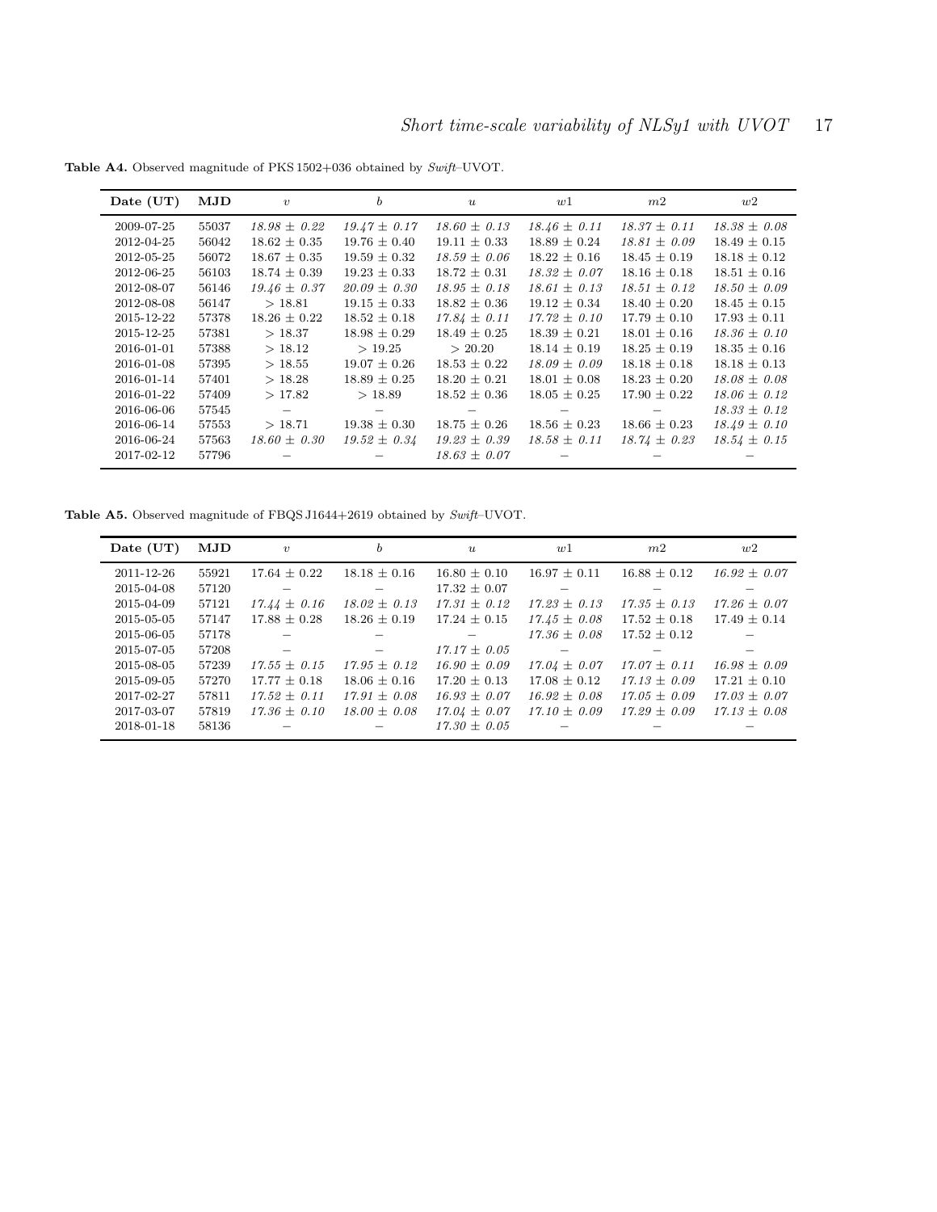**Table A4.** Observed magnitude of PKS 1502+036 obtained by *Swift*–UVOT.

| Date (UT) | MJD | $v$ | $b$ | $u$ | $w1$ | $m2$ | $w2$ |
|---|---|---|---|---|---|---|---|
| 2009-07-25 | 55037 | *18.98 ± 0.22* | *19.47 ± 0.17* | *18.60 ± 0.13* | *18.46 ± 0.11* | *18.37 ± 0.11* | *18.38 ± 0.08* |
| 2012-04-25 | 56042 | 18.62 ± 0.35 | 19.76 ± 0.40 | 19.11 ± 0.33 | 18.89 ± 0.24 | *18.81 ± 0.09* | 18.49 ± 0.15 |
| 2012-05-25 | 56072 | 18.67 ± 0.35 | 19.59 ± 0.32 | *18.59 ± 0.06* | 18.22 ± 0.16 | 18.45 ± 0.19 | 18.18 ± 0.12 |
| 2012-06-25 | 56103 | 18.74 ± 0.39 | 19.23 ± 0.33 | 18.72 ± 0.31 | *18.32 ± 0.07* | 18.16 ± 0.18 | 18.51 ± 0.16 |
| 2012-08-07 | 56146 | *19.46 ± 0.37* | *20.09 ± 0.30* | *18.95 ± 0.18* | *18.61 ± 0.13* | *18.51 ± 0.12* | *18.50 ± 0.09* |
| 2012-08-08 | 56147 | > 18.81 | 19.15 ± 0.33 | 18.82 ± 0.36 | 19.12 ± 0.34 | 18.40 ± 0.20 | 18.45 ± 0.15 |
| 2015-12-22 | 57378 | 18.26 ± 0.22 | 18.52 ± 0.18 | *17.84 ± 0.11* | *17.72 ± 0.10* | 17.79 ± 0.10 | 17.93 ± 0.11 |
| 2015-12-25 | 57381 | > 18.37 | 18.98 ± 0.29 | 18.49 ± 0.25 | 18.39 ± 0.21 | 18.01 ± 0.16 | *18.36 ± 0.10* |
| 2016-01-01 | 57388 | > 18.12 | > 19.25 | > 20.20 | 18.14 ± 0.19 | 18.25 ± 0.19 | 18.35 ± 0.16 |
| 2016-01-08 | 57395 | > 18.55 | 19.07 ± 0.26 | 18.53 ± 0.22 | *18.09 ± 0.09* | 18.18 ± 0.18 | 18.18 ± 0.13 |
| 2016-01-14 | 57401 | > 18.28 | 18.89 ± 0.25 | 18.20 ± 0.21 | 18.01 ± 0.08 | 18.23 ± 0.20 | *18.08 ± 0.08* |
| 2016-01-22 | 57409 | > 17.82 | > 18.89 | 18.52 ± 0.36 | 18.05 ± 0.25 | 17.90 ± 0.22 | *18.06 ± 0.12* |
| 2016-06-06 | 57545 | – | – | – | – | – | *18.33 ± 0.12* |
| 2016-06-14 | 57553 | > 18.71 | 19.38 ± 0.30 | 18.75 ± 0.26 | 18.56 ± 0.23 | 18.66 ± 0.23 | *18.49 ± 0.10* |
| 2016-06-24 | 57563 | *18.60 ± 0.30* | *19.52 ± 0.34* | *19.23 ± 0.39* | *18.58 ± 0.11* | *18.74 ± 0.23* | *18.54 ± 0.15* |
| 2017-02-12 | 57796 | – | – | *18.63 ± 0.07* | – | – | – |

**Table A5.** Observed magnitude of FBQS J1644+2619 obtained by *Swift*–UVOT.

| Date (UT) | MJD | $v$ | $b$ | $u$ | $w1$ | $m2$ | $w2$ |
|---|---|---|---|---|---|---|---|
| 2011-12-26 | 55921 | 17.64 ± 0.22 | 18.18 ± 0.16 | 16.80 ± 0.10 | 16.97 ± 0.11 | 16.88 ± 0.12 | *16.92 ± 0.07* |
| 2015-04-08 | 57120 | – | – | 17.32 ± 0.07 | – | – | – |
| 2015-04-09 | 57121 | *17.44 ± 0.16* | *18.02 ± 0.13* | *17.31 ± 0.12* | *17.23 ± 0.13* | *17.35 ± 0.13* | *17.26 ± 0.07* |
| 2015-05-05 | 57147 | 17.88 ± 0.28 | 18.26 ± 0.19 | 17.24 ± 0.15 | *17.45 ± 0.08* | 17.52 ± 0.18 | 17.49 ± 0.14 |
| 2015-06-05 | 57178 | – | – | – | *17.36 ± 0.08* | 17.52 ± 0.12 | – |
| 2015-07-05 | 57208 | – | – | *17.17 ± 0.05* | – | – | – |
| 2015-08-05 | 57239 | *17.55 ± 0.15* | *17.95 ± 0.12* | *16.90 ± 0.09* | *17.04 ± 0.07* | *17.07 ± 0.11* | *16.98 ± 0.09* |
| 2015-09-05 | 57270 | 17.77 ± 0.18 | 18.06 ± 0.16 | 17.20 ± 0.13 | 17.08 ± 0.12 | *17.13 ± 0.09* | 17.21 ± 0.10 |
| 2017-02-27 | 57811 | *17.52 ± 0.11* | *17.91 ± 0.08* | *16.93 ± 0.07* | *16.92 ± 0.08* | *17.05 ± 0.09* | *17.03 ± 0.07* |
| 2017-03-07 | 57819 | *17.36 ± 0.10* | *18.00 ± 0.08* | *17.04 ± 0.07* | *17.10 ± 0.09* | *17.29 ± 0.09* | *17.13 ± 0.08* |
| 2018-01-18 | 58136 | – | – | *17.30 ± 0.05* | – | – | – |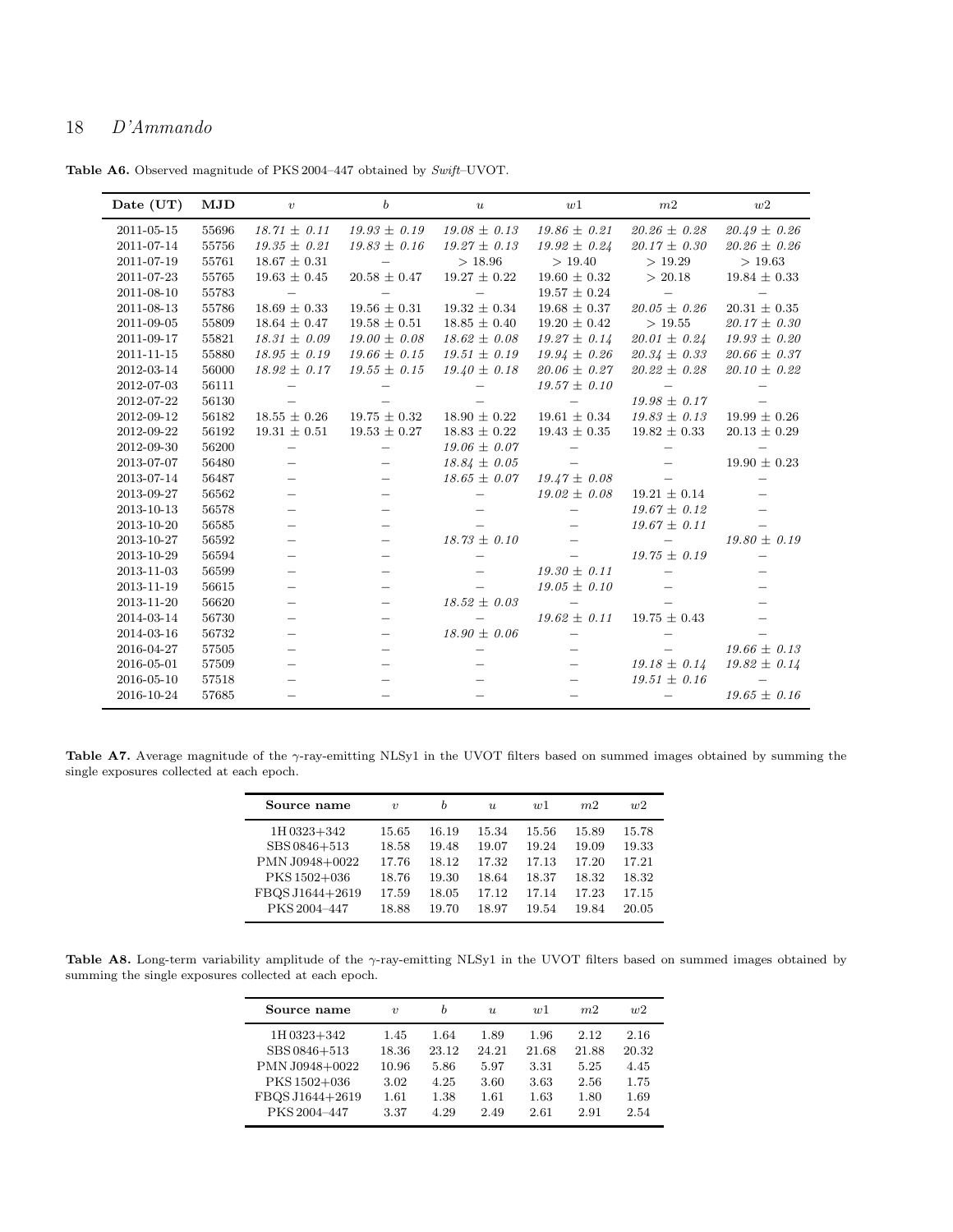**Table A6.** Observed magnitude of PKS 2004–447 obtained by *Swift*–UVOT.

| Date (UT) | MJD | $v$ | $b$ | $u$ | $w1$ | $m2$ | $w2$ |
|---|---|---|---|---|---|---|---|
| 2011-05-15 | 55696 | *18.71 ± 0.11* | *19.93 ± 0.19* | *19.08 ± 0.13* | *19.86 ± 0.21* | *20.26 ± 0.28* | *20.49 ± 0.26* |
| 2011-07-14 | 55756 | *19.35 ± 0.21* | *19.83 ± 0.16* | *19.27 ± 0.13* | *19.92 ± 0.24* | *20.17 ± 0.30* | *20.26 ± 0.26* |
| 2011-07-19 | 55761 | 18.67 ± 0.31 | – | > 18.96 | > 19.40 | > 19.29 | > 19.63 |
| 2011-07-23 | 55765 | 19.63 ± 0.45 | 20.58 ± 0.47 | 19.27 ± 0.22 | 19.60 ± 0.32 | > 20.18 | 19.84 ± 0.33 |
| 2011-08-10 | 55783 | – | – | – | 19.57 ± 0.24 | – | – |
| 2011-08-13 | 55786 | 18.69 ± 0.33 | 19.56 ± 0.31 | 19.32 ± 0.34 | 19.68 ± 0.37 | *20.05 ± 0.26* | 20.31 ± 0.35 |
| 2011-09-05 | 55809 | 18.64 ± 0.47 | 19.58 ± 0.51 | 18.85 ± 0.40 | 19.20 ± 0.42 | > 19.55 | *20.17 ± 0.30* |
| 2011-09-17 | 55821 | *18.31 ± 0.09* | *19.00 ± 0.08* | *18.62 ± 0.08* | *19.27 ± 0.14* | *20.01 ± 0.24* | *19.93 ± 0.20* |
| 2011-11-15 | 55880 | *18.95 ± 0.19* | *19.66 ± 0.15* | *19.51 ± 0.19* | *19.94 ± 0.26* | *20.34 ± 0.33* | *20.66 ± 0.37* |
| 2012-03-14 | 56000 | *18.92 ± 0.17* | *19.55 ± 0.15* | *19.40 ± 0.18* | *20.06 ± 0.27* | *20.22 ± 0.28* | *20.10 ± 0.22* |
| 2012-07-03 | 56111 | – | – | – | *19.57 ± 0.10* | – | – |
| 2012-07-22 | 56130 | – | – | – | – | *19.98 ± 0.17* | – |
| 2012-09-12 | 56182 | 18.55 ± 0.26 | 19.75 ± 0.32 | 18.90 ± 0.22 | 19.61 ± 0.34 | *19.83 ± 0.13* | 19.99 ± 0.26 |
| 2012-09-22 | 56192 | 19.31 ± 0.51 | 19.53 ± 0.27 | 18.83 ± 0.22 | 19.43 ± 0.35 | 19.82 ± 0.33 | 20.13 ± 0.29 |
| 2012-09-30 | 56200 | – | – | *19.06 ± 0.07* | – | – | – |
| 2013-07-07 | 56480 | – | – | *18.84 ± 0.05* | – | – | 19.90 ± 0.23 |
| 2013-07-14 | 56487 | – | – | *18.65 ± 0.07* | *19.47 ± 0.08* | – | – |
| 2013-09-27 | 56562 | – | – | – | *19.02 ± 0.08* | 19.21 ± 0.14 | – |
| 2013-10-13 | 56578 | – | – | – | – | *19.67 ± 0.12* | – |
| 2013-10-20 | 56585 | – | – | – | – | *19.67 ± 0.11* | – |
| 2013-10-27 | 56592 | – | – | *18.73 ± 0.10* | – | – | *19.80 ± 0.19* |
| 2013-10-29 | 56594 | – | – | – | – | *19.75 ± 0.19* | – |
| 2013-11-03 | 56599 | – | – | – | *19.30 ± 0.11* | – | – |
| 2013-11-19 | 56615 | – | – | – | *19.05 ± 0.10* | – | – |
| 2013-11-20 | 56620 | – | – | *18.52 ± 0.03* | – | – | – |
| 2014-03-14 | 56730 | – | – | – | *19.62 ± 0.11* | 19.75 ± 0.43 | – |
| 2014-03-16 | 56732 | – | – | *18.90 ± 0.06* | – | – | – |
| 2016-04-27 | 57505 | – | – | – | – | – | *19.66 ± 0.13* |
| 2016-05-01 | 57509 | – | – | – | – | *19.18 ± 0.14* | *19.82 ± 0.14* |
| 2016-05-10 | 57518 | – | – | – | – | *19.51 ± 0.16* | – |
| 2016-10-24 | 57685 | – | – | – | – | – | *19.65 ± 0.16* |

**Table A7.** Average magnitude of the $\gamma$-ray-emitting NLSy1 in the UVOT filters based on summed images obtained by summing the single exposures collected at each epoch.

| Source name | $v$ | $b$ | $u$ | $w1$ | $m2$ | $w2$ |
|---|---|---|---|---|---|---|
| 1H 0323+342 | 15.65 | 16.19 | 15.34 | 15.56 | 15.89 | 15.78 |
| SBS 0846+513 | 18.58 | 19.48 | 19.07 | 19.24 | 19.09 | 19.33 |
| PMN J0948+0022 | 17.76 | 18.12 | 17.32 | 17.13 | 17.20 | 17.21 |
| PKS 1502+036 | 18.76 | 19.30 | 18.64 | 18.37 | 18.32 | 18.32 |
| FBQS J1644+2619 | 17.59 | 18.05 | 17.12 | 17.14 | 17.23 | 17.15 |
| PKS 2004–447 | 18.88 | 19.70 | 18.97 | 19.54 | 19.84 | 20.05 |

**Table A8.** Long-term variability amplitude of the $\gamma$-ray-emitting NLSy1 in the UVOT filters based on summed images obtained by summing the single exposures collected at each epoch.

| Source name | $v$ | $b$ | $u$ | $w1$ | $m2$ | $w2$ |
|---|---|---|---|---|---|---|
| 1H 0323+342 | 1.45 | 1.64 | 1.89 | 1.96 | 2.12 | 2.16 |
| SBS 0846+513 | 18.36 | 23.12 | 24.21 | 21.68 | 21.88 | 20.32 |
| PMN J0948+0022 | 10.96 | 5.86 | 5.97 | 3.31 | 5.25 | 4.45 |
| PKS 1502+036 | 3.02 | 4.25 | 3.60 | 3.63 | 2.56 | 1.75 |
| FBQS J1644+2619 | 1.61 | 1.38 | 1.61 | 1.63 | 1.80 | 1.69 |
| PKS 2004–447 | 3.37 | 4.29 | 2.49 | 2.61 | 2.91 | 2.54 |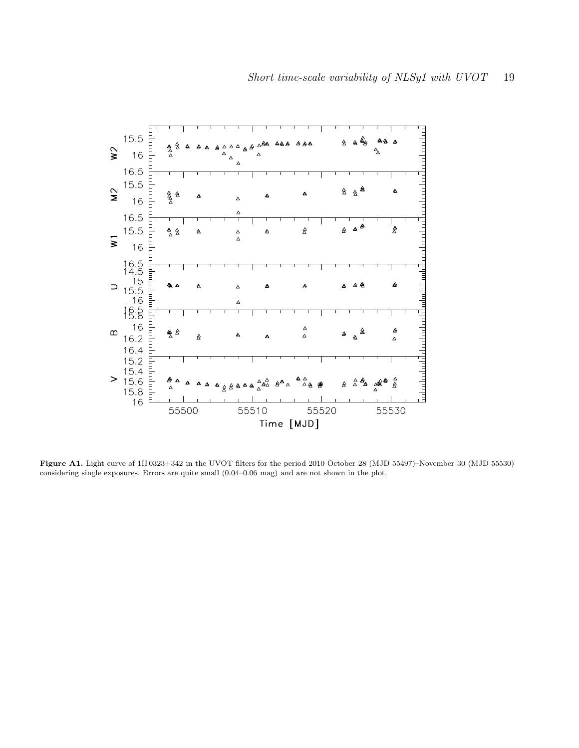W2
15.5
16
16.5

M2
15.5
16
16.5

W1
15.5
16
16.5

U
14.5
15
15.5
16
16.5

B
15.8
16
16.2
16.4

V
15.2
15.4
15.6
15.8
16

55500 55510 55520 55530

Time [MJD]

**Figure A1.** Light curve of 1H 0323+342 in the UVOT filters for the period 2010 October 28 (MJD 55497)–November 30 (MJD 55530) considering single exposures. Errors are quite small (0.04–0.06 mag) and are not shown in the plot.